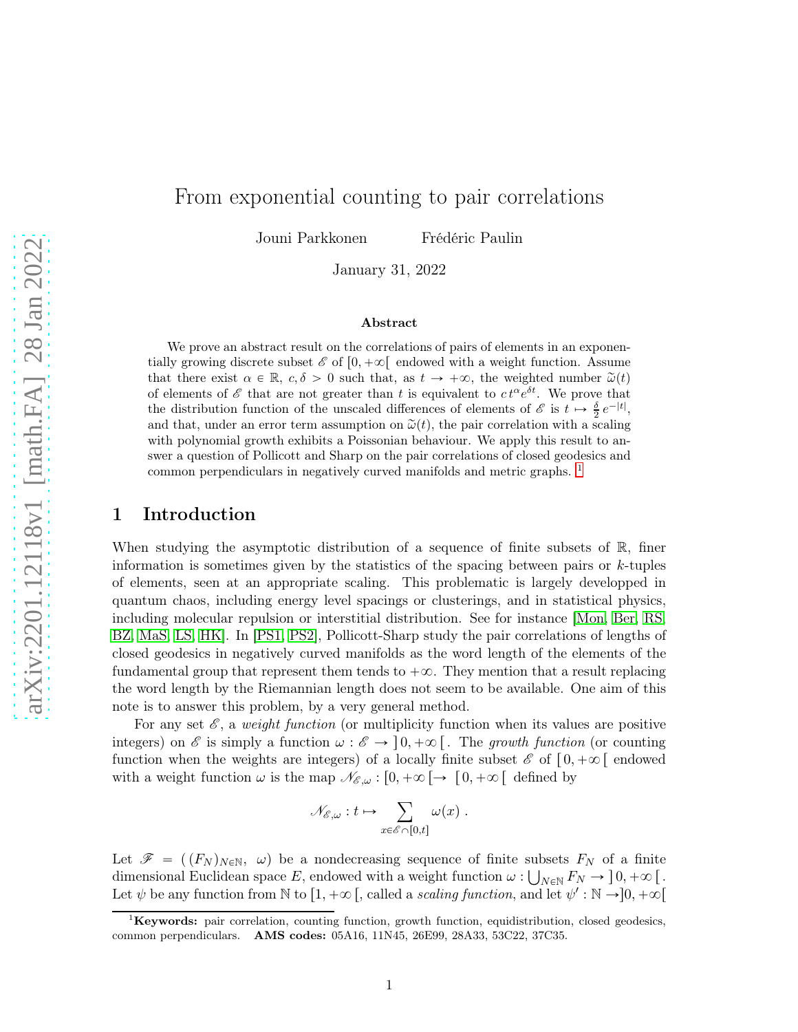# From exponential counting to pair correlations

Jouni Parkkonen Frédéric Paulin

January 31, 2022

### Abstract

We prove an abstract result on the correlations of pairs of elements in an exponentially growing discrete subset $\mathscr{E}$ of $[0, +\infty[$ endowed with a weight function. Assume that there exist $\alpha \in \mathbb{R}$, $c, \delta > 0$ such that, as $t \to +\infty$, the weighted number $\widetilde{\omega}(t)$ of elements of $\mathscr{E}$ that are not greater than $t$ is equivalent to $c\, t^{\alpha} e^{\delta t}$. We prove that the distribution function of the unscaled differences of elements of $\mathscr{E}$ is $t \mapsto \frac{\delta}{2}\, e^{-|t|}$, and that, under an error term assumption on $\widetilde{\omega}(t)$, the pair correlation with a scaling with polynomial growth exhibits a Poissonian behaviour. We apply this result to answer a question of Pollicott and Sharp on the pair correlations of closed geodesics and common perpendiculars in negatively curved manifolds and metric graphs. [1]

## 1 Introduction

When studying the asymptotic distribution of a sequence of finite subsets of $\mathbb{R}$, finer information is sometimes given by the statistics of the spacing between pairs or $k$-tuples of elements, seen at an appropriate scaling. This problematic is largely developped in quantum chaos, including energy level spacings or clusterings, and in statistical physics, including molecular repulsion or interstitial distribution. See for instance [Mon, Ber, RS, BZ, MaS, LS, HK]. In [PS1, PS2], Pollicott-Sharp study the pair correlations of lengths of closed geodesics in negatively curved manifolds as the word length of the elements of the fundamental group that represent them tends to $+\infty$. They mention that a result replacing the word length by the Riemannian length does not seem to be available. One aim of this note is to answer this problem, by a very general method.

For any set $\mathscr{E}$, a *weight function* (or multiplicity function when its values are positive integers) on $\mathscr{E}$ is simply a function $\omega : \mathscr{E} \to\, ]\,0, +\infty\,[$. The *growth function* (or counting function when the weights are integers) of a locally finite subset $\mathscr{E}$ of $[\,0, +\infty\,[$ endowed with a weight function $\omega$ is the map $\mathscr{N}_{\mathscr{E},\omega} : [0, +\infty\,[ \to [\,0, +\infty\,[$ defined by

$$\mathscr{N}_{\mathscr{E},\omega} : t \mapsto \sum_{x \in \mathscr{E} \cap [0,t]} \omega(x)\ .$$

Let $\mathscr{F} = (\,(F_N)_{N\in\mathbb{N}},\ \omega)$ be a nondecreasing sequence of finite subsets $F_N$ of a finite dimensional Euclidean space $E$, endowed with a weight function $\omega : \bigcup_{N\in\mathbb{N}} F_N \to\, ]\,0, +\infty\,[$. Let $\psi$ be any function from $\mathbb{N}$ to $[1, +\infty\,[$, called a *scaling function*, and let $\psi' : \mathbb{N} \to ]0, +\infty[$

[1] **Keywords:** pair correlation, counting function, growth function, equidistribution, closed geodesics, common perpendiculars. **AMS codes:** 05A16, 11N45, 26E99, 28A33, 53C22, 37C35.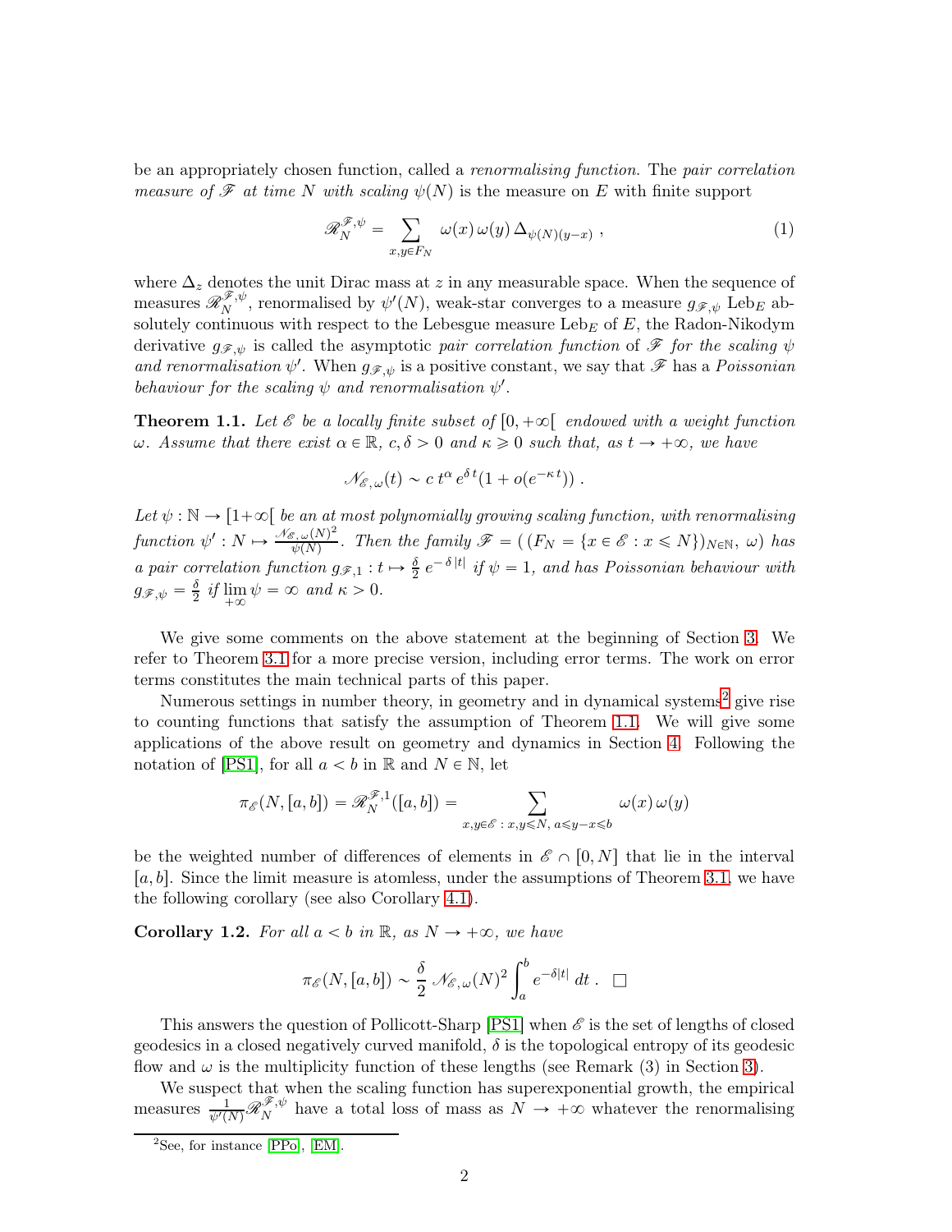be an appropriately chosen function, called a *renormalising function*. The *pair correlation measure of $\mathscr{F}$ at time $N$ with scaling $\psi(N)$* is the measure on $E$ with finite support

$$\mathscr{R}_N^{\mathscr{F},\psi} = \sum_{x,y\in F_N} \omega(x)\,\omega(y)\,\Delta_{\psi(N)(y-x)}\ , \tag{1}$$

where $\Delta_z$ denotes the unit Dirac mass at $z$ in any measurable space. When the sequence of measures $\mathscr{R}_N^{\mathscr{F},\psi}$, renormalised by $\psi'(N)$, weak-star converges to a measure $g_{\mathscr{F},\psi}\,\mathrm{Leb}_E$ absolutely continuous with respect to the Lebesgue measure $\mathrm{Leb}_E$ of $E$, the Radon-Nikodym derivative $g_{\mathscr{F},\psi}$ is called the asymptotic *pair correlation function* of $\mathscr{F}$ *for the scaling* $\psi$ *and renormalisation* $\psi'$. When $g_{\mathscr{F},\psi}$ is a positive constant, we say that $\mathscr{F}$ has a *Poissonian behaviour for the scaling* $\psi$ *and renormalisation* $\psi'$.

**Theorem 1.1.** *Let $\mathscr{E}$ be a locally finite subset of $[0,+\infty[$ endowed with a weight function $\omega$. Assume that there exist $\alpha\in\mathbb{R}$, $c,\delta>0$ and $\kappa\geqslant 0$ such that, as $t\to+\infty$, we have*

$$\mathscr{N}_{\mathscr{E},\omega}(t)\sim c\,t^{\alpha}\,e^{\delta\,t}(1+o(e^{-\kappa\,t}))\ .$$

*Let $\psi:\mathbb{N}\to[1+\infty[$ be an at most polynomially growing scaling function, with renormalising function $\psi':N\mapsto\frac{\mathscr{N}_{\mathscr{E},\omega}(N)^2}{\psi(N)}$. Then the family $\mathscr{F}=(\,(F_N=\{x\in\mathscr{E}: x\leqslant N\})_{N\in\mathbb{N}},\ \omega)$ has a pair correlation function $g_{\mathscr{F},1}: t\mapsto\frac{\delta}{2}\,e^{-\,\delta\,|t|}$ if $\psi=1$, and has Poissonian behaviour with $g_{\mathscr{F},\psi}=\frac{\delta}{2}$ if $\lim\limits_{+\infty}\psi=\infty$ and $\kappa>0$.*

We give some comments on the above statement at the beginning of Section 3. We refer to Theorem 3.1 for a more precise version, including error terms. The work on error terms constitutes the main technical parts of this paper.

Numerous settings in number theory, in geometry and in dynamical systems[2] give rise to counting functions that satisfy the assumption of Theorem 1.1. We will give some applications of the above result on geometry and dynamics in Section 4. Following the notation of [PS1], for all $a<b$ in $\mathbb{R}$ and $N\in\mathbb{N}$, let

$$\pi_{\mathscr{E}}(N,[a,b])=\mathscr{R}_N^{\mathscr{F},1}([a,b])=\sum_{x,y\in\mathscr{E}\,:\,x,y\leqslant N,\ a\leqslant y-x\leqslant b}\omega(x)\,\omega(y)$$

be the weighted number of differences of elements in $\mathscr{E}\cap[0,N]$ that lie in the interval $[a,b]$. Since the limit measure is atomless, under the assumptions of Theorem 3.1, we have the following corollary (see also Corollary 4.1).

**Corollary 1.2.** *For all $a<b$ in $\mathbb{R}$, as $N\to+\infty$, we have*

$$\pi_{\mathscr{E}}(N,[a,b])\sim\frac{\delta}{2}\,\mathscr{N}_{\mathscr{E},\omega}(N)^2\int_a^b e^{-\delta|t|}\,dt\ .\quad\Box$$

This answers the question of Pollicott-Sharp [PS1] when $\mathscr{E}$ is the set of lengths of closed geodesics in a closed negatively curved manifold, $\delta$ is the topological entropy of its geodesic flow and $\omega$ is the multiplicity function of these lengths (see Remark (3) in Section 3).

We suspect that when the scaling function has superexponential growth, the empirical measures $\frac{1}{\psi'(N)}\mathscr{R}_N^{\mathscr{F},\psi}$ have a total loss of mass as $N\to+\infty$ whatever the renormalising

[2] See, for instance [PPo], [EM].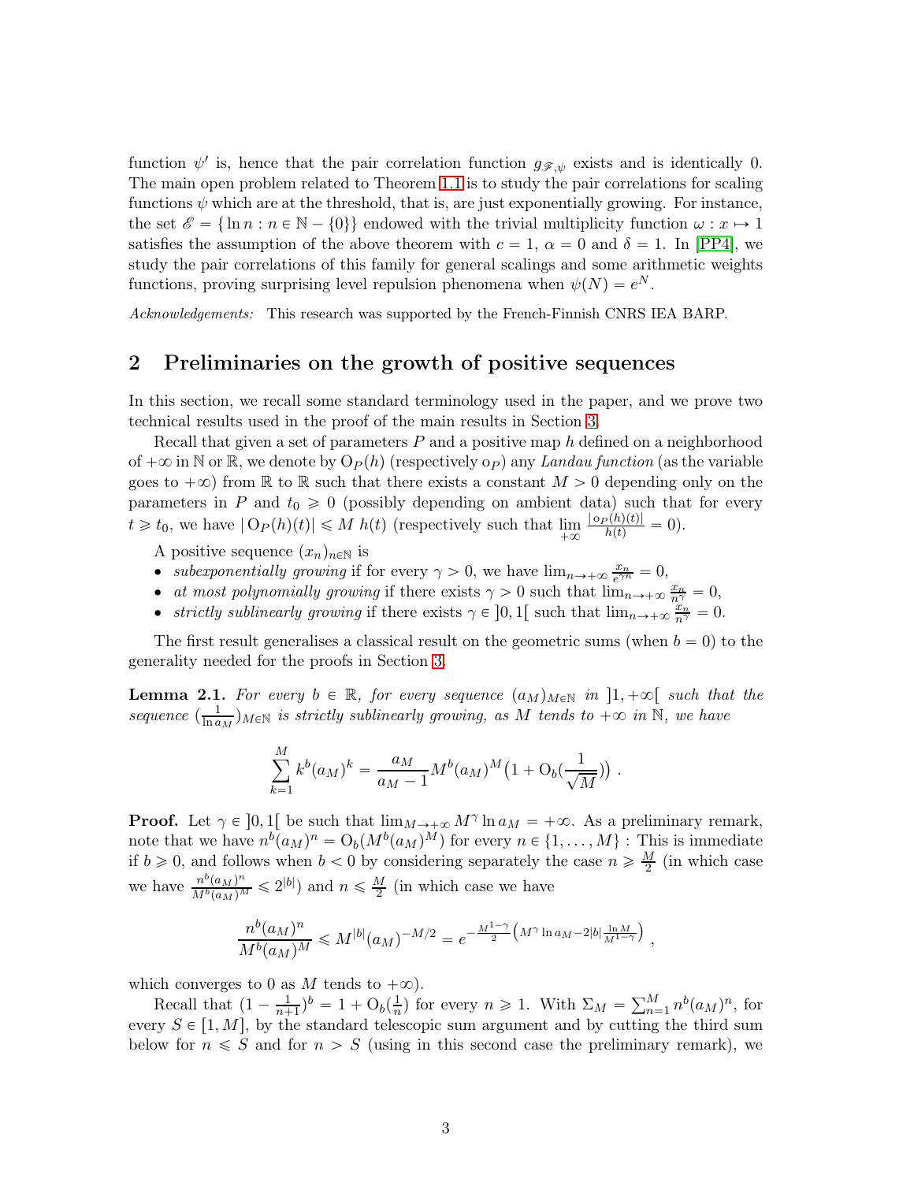function $\psi'$ is, hence that the pair correlation function $g_{\mathscr{F},\psi}$ exists and is identically 0. The main open problem related to Theorem 1.1 is to study the pair correlations for scaling functions $\psi$ which are at the threshold, that is, are just exponentially growing. For instance, the set $\mathscr{E} = \{\ln n : n \in \mathbb{N} - \{0\}\}$ endowed with the trivial multiplicity function $\omega : x \mapsto 1$ satisfies the assumption of the above theorem with $c = 1$, $\alpha = 0$ and $\delta = 1$. In [PP4], we study the pair correlations of this family for general scalings and some arithmetic weights functions, proving surprising level repulsion phenomena when $\psi(N) = e^N$.

*Acknowledgements:* This research was supported by the French-Finnish CNRS IEA BARP.

## 2 Preliminaries on the growth of positive sequences

In this section, we recall some standard terminology used in the paper, and we prove two technical results used in the proof of the main results in Section 3.

Recall that given a set of parameters $P$ and a positive map $h$ defined on a neighborhood of $+\infty$ in $\mathbb{N}$ or $\mathbb{R}$, we denote by $\mathrm{O}_P(h)$ (respectively $\mathrm{o}_P$) any *Landau function* (as the variable goes to $+\infty$) from $\mathbb{R}$ to $\mathbb{R}$ such that there exists a constant $M > 0$ depending only on the parameters in $P$ and $t_0 \geqslant 0$ (possibly depending on ambient data) such that for every $t \geqslant t_0$, we have $|\,\mathrm{O}_P(h)(t)| \leqslant M\, h(t)$ (respectively such that $\lim_{+\infty} \frac{|\,\mathrm{o}_P(h)(t)|}{h(t)} = 0$).

A positive sequence $(x_n)_{n\in\mathbb{N}}$ is

- *subexponentially growing* if for every $\gamma > 0$, we have $\lim_{n\to+\infty} \frac{x_n}{e^{\gamma n}} = 0$,
- *at most polynomially growing* if there exists $\gamma > 0$ such that $\lim_{n\to+\infty} \frac{x_n}{n^{\gamma}} = 0$,
- *strictly sublinearly growing* if there exists $\gamma \in \,]0,1[$ such that $\lim_{n\to+\infty} \frac{x_n}{n^{\gamma}} = 0$.

The first result generalises a classical result on the geometric sums (when $b = 0$) to the generality needed for the proofs in Section 3.

**Lemma 2.1.** *For every $b \in \mathbb{R}$, for every sequence $(a_M)_{M\in\mathbb{N}}$ in $]1,+\infty[$ such that the sequence $(\frac{1}{\ln a_M})_{M\in\mathbb{N}}$ is strictly sublinearly growing, as $M$ tends to $+\infty$ in $\mathbb{N}$, we have*

$$\sum_{k=1}^{M} k^b (a_M)^k = \frac{a_M}{a_M - 1} M^b (a_M)^M \big(1 + \mathrm{O}_b(\frac{1}{\sqrt{M}})\big)\ .$$

**Proof.** Let $\gamma \in \,]0,1[$ be such that $\lim_{M\to+\infty} M^{\gamma} \ln a_M = +\infty$. As a preliminary remark, note that we have $n^b (a_M)^n = \mathrm{O}_b(M^b (a_M)^M)$ for every $n \in \{1,\dots,M\}$ : This is immediate if $b \geqslant 0$, and follows when $b < 0$ by considering separately the case $n \geqslant \frac{M}{2}$ (in which case we have $\frac{n^b (a_M)^n}{M^b (a_M)^M} \leqslant 2^{|b|}$) and $n \leqslant \frac{M}{2}$ (in which case we have

$$\frac{n^b (a_M)^n}{M^b (a_M)^M} \leqslant M^{|b|} (a_M)^{-M/2} = e^{-\frac{M^{1-\gamma}}{2}\left(M^{\gamma} \ln a_M - 2|b| \frac{\ln M}{M^{1-\gamma}}\right)}\ ,$$

which converges to 0 as $M$ tends to $+\infty$).

Recall that $(1 - \frac{1}{n+1})^b = 1 + \mathrm{O}_b(\frac{1}{n})$ for every $n \geqslant 1$. With $\Sigma_M = \sum_{n=1}^{M} n^b (a_M)^n$, for every $S \in [1, M]$, by the standard telescopic sum argument and by cutting the third sum below for $n \leqslant S$ and for $n > S$ (using in this second case the preliminary remark), we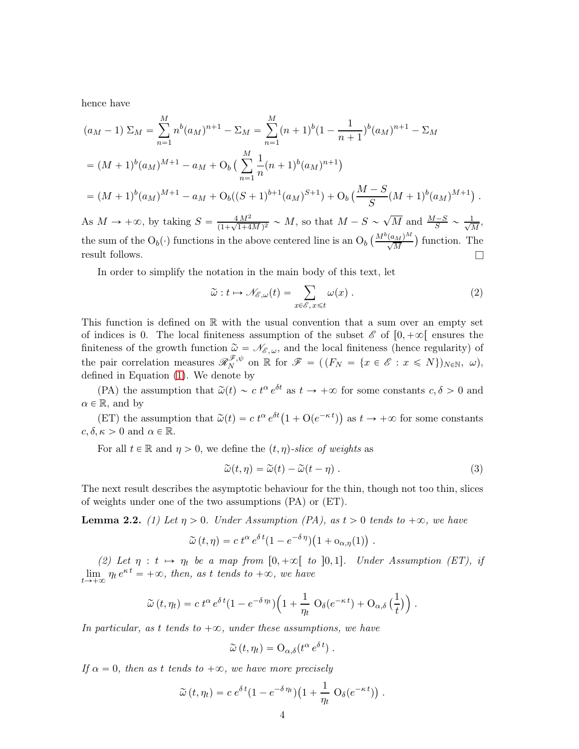hence have

$$
\begin{aligned}
(a_M-1)\,\Sigma_M &= \sum_{n=1}^{M} n^b (a_M)^{n+1} - \Sigma_M = \sum_{n=1}^{M} (n+1)^b \big(1-\frac{1}{n+1}\big)^b (a_M)^{n+1} - \Sigma_M\\
&= (M+1)^b (a_M)^{M+1} - a_M + \mathrm{O}_b\Big(\sum_{n=1}^{M} \frac{1}{n}(n+1)^b (a_M)^{n+1}\Big)\\
&= (M+1)^b (a_M)^{M+1} - a_M + \mathrm{O}_b((S+1)^{b+1}(a_M)^{S+1}) + \mathrm{O}_b\Big(\frac{M-S}{S}(M+1)^b (a_M)^{M+1}\Big)\,.
\end{aligned}
$$

As $M \to +\infty$, by taking $S = \frac{4\,M^2}{(1+\sqrt{1+4M})^2} \sim M$, so that $M - S \sim \sqrt{M}$ and $\frac{M-S}{S} \sim \frac{1}{\sqrt{M}}$, the sum of the $\mathrm{O}_b(\cdot)$ functions in the above centered line is an $\mathrm{O}_b\big(\frac{M^b (a_M)^M}{\sqrt{M}}\big)$ function. The result follows. $\square$

In order to simplify the notation in the main body of this text, let

$$
\widetilde{\omega} : t \mapsto \mathscr{N}_{\mathscr{E},\omega}(t) = \sum_{x\in\mathscr{E},\, x\leqslant t} \omega(x)\,. \tag{2}
$$

This function is defined on $\mathbb{R}$ with the usual convention that a sum over an empty set of indices is 0. The local finiteness assumption of the subset $\mathscr{E}$ of $[0,+\infty[$ ensures the finiteness of the growth function $\widetilde{\omega} = \mathscr{N}_{\mathscr{E},\omega}$, and the local finiteness (hence regularity) of the pair correlation measures $\mathscr{R}_N^{\mathscr{F},\psi}$ on $\mathbb{R}$ for $\mathscr{F} = \big((F_N = \{x \in \mathscr{E} : x \leqslant N\})_{N\in\mathbb{N}},\ \omega\big)$, defined in Equation (1). We denote by

(PA) the assumption that $\widetilde{\omega}(t) \sim c\; t^{\alpha}\, e^{\delta t}$ as $t \to +\infty$ for some constants $c, \delta > 0$ and $\alpha \in \mathbb{R}$, and by

(ET) the assumption that $\widetilde{\omega}(t) = c\; t^{\alpha}\, e^{\delta t}\big(1 + \mathrm{O}(e^{-\kappa\, t})\big)$ as $t \to +\infty$ for some constants $c, \delta, \kappa > 0$ and $\alpha \in \mathbb{R}$.

For all $t \in \mathbb{R}$ and $\eta > 0$, we define the *$(t, \eta)$-slice of weights* as

$$
\widetilde{\omega}(t, \eta) = \widetilde{\omega}(t) - \widetilde{\omega}(t - \eta)\,. \tag{3}
$$

The next result describes the asymptotic behaviour for the thin, though not too thin, slices of weights under one of the two assumptions (PA) or (ET).

**Lemma 2.2.** *(1) Let $\eta > 0$. Under Assumption (PA), as $t > 0$ tends to $+\infty$, we have*

$$
\widetilde{\omega}\,(t, \eta) = c\; t^{\alpha}\, e^{\delta\, t}(1 - e^{-\delta\,\eta})\big(1 + \mathrm{o}_{\alpha,\eta}(1)\big)\,.
$$

*(2) Let $\eta : t \mapsto \eta_t$ be a map from $[0, +\infty[$ to $]0, 1]$. Under Assumption (ET), if $\lim_{t\to+\infty} \eta_t\, e^{\kappa\, t} = +\infty$, then, as $t$ tends to $+\infty$, we have*

$$
\widetilde{\omega}\,(t, \eta_t) = c\; t^{\alpha}\, e^{\delta\, t}(1 - e^{-\delta\,\eta_t})\Big(1 + \frac{1}{\eta_t}\;\mathrm{O}_{\delta}(e^{-\kappa\, t}) + \mathrm{O}_{\alpha,\delta}\big(\frac{1}{t}\big)\Big)\,.
$$

*In particular, as $t$ tends to $+\infty$, under these assumptions, we have*

$$
\widetilde{\omega}\,(t, \eta_t) = \mathrm{O}_{\alpha,\delta}(t^{\alpha}\, e^{\delta\, t})\,.
$$

*If $\alpha = 0$, then as $t$ tends to $+\infty$, we have more precisely*

$$
\widetilde{\omega}\,(t, \eta_t) = c\; e^{\delta\, t}(1 - e^{-\delta\,\eta_t})\big(1 + \frac{1}{\eta_t}\;\mathrm{O}_{\delta}(e^{-\kappa\, t})\big)\,.
$$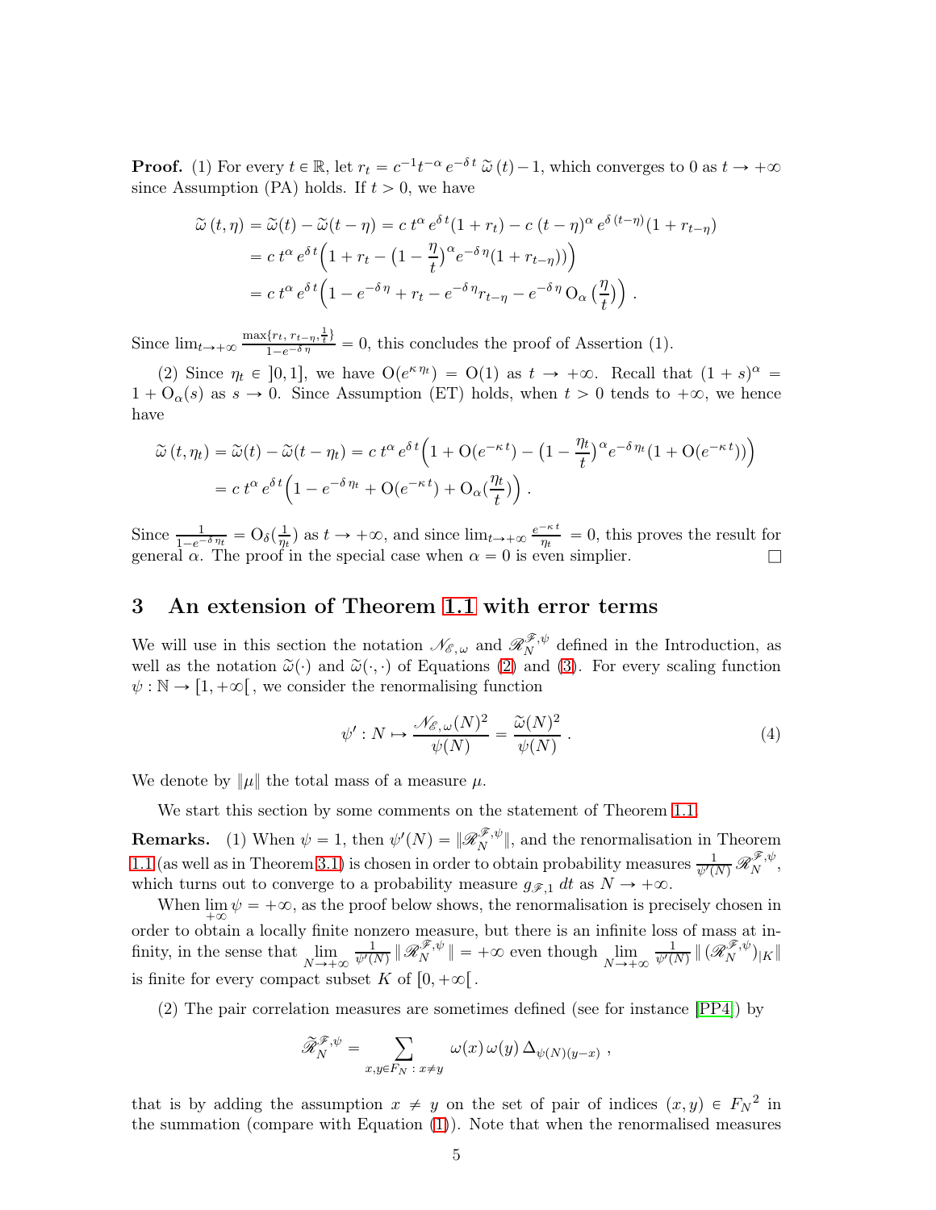**Proof.** (1) For every $t \in \mathbb{R}$, let $r_t = c^{-1} t^{-\alpha}\, e^{-\delta\, t}\, \widetilde{\omega}\,(t) - 1$, which converges to 0 as $t \to +\infty$ since Assumption (PA) holds. If $t > 0$, we have

$$\begin{aligned}
\widetilde{\omega}\,(t, \eta) &= \widetilde{\omega}(t) - \widetilde{\omega}(t - \eta) = c\, t^{\alpha}\, e^{\delta\, t}(1 + r_t) - c\,(t - \eta)^{\alpha}\, e^{\delta\,(t-\eta)}(1 + r_{t-\eta}) \\
&= c\, t^{\alpha}\, e^{\delta\, t}\Big(1 + r_t - \big(1 - \frac{\eta}{t}\big)^{\alpha} e^{-\delta\,\eta}(1 + r_{t-\eta})\big)\Big) \\
&= c\, t^{\alpha}\, e^{\delta\, t}\Big(1 - e^{-\delta\,\eta} + r_t - e^{-\delta\,\eta} r_{t-\eta} - e^{-\delta\,\eta}\, \mathrm{O}_{\alpha}\,\big(\frac{\eta}{t}\big)\Big)\ .
\end{aligned}$$

Since $\lim_{t\to+\infty} \frac{\max\{r_t,\, r_{t-\eta}, \frac{1}{t}\}}{1-e^{-\delta\,\eta}} = 0$, this concludes the proof of Assertion (1).

(2) Since $\eta_t \in \,]0, 1]$, we have $\mathrm{O}(e^{\kappa\,\eta_t}) = \mathrm{O}(1)$ as $t \to +\infty$. Recall that $(1 + s)^{\alpha} = 1 + \mathrm{O}_{\alpha}(s)$ as $s \to 0$. Since Assumption (ET) holds, when $t > 0$ tends to $+\infty$, we hence have

$$\begin{aligned}
\widetilde{\omega}\,(t, \eta_t) = \widetilde{\omega}(t) - \widetilde{\omega}(t - \eta_t) &= c\, t^{\alpha}\, e^{\delta\, t}\Big(1 + \mathrm{O}(e^{-\kappa\, t}) - \big(1 - \frac{\eta_t}{t}\big)^{\alpha} e^{-\delta\,\eta_t}(1 + \mathrm{O}(e^{-\kappa\, t}))\Big) \\
&= c\, t^{\alpha}\, e^{\delta\, t}\Big(1 - e^{-\delta\,\eta_t} + \mathrm{O}(e^{-\kappa\, t}) + \mathrm{O}_{\alpha}\big(\frac{\eta_t}{t}\big)\Big)\ .
\end{aligned}$$

Since $\frac{1}{1-e^{-\delta\,\eta_t}} = \mathrm{O}_{\delta}(\frac{1}{\eta_t})$ as $t \to +\infty$, and since $\lim_{t\to+\infty} \frac{e^{-\kappa\, t}}{\eta_t} = 0$, this proves the result for general $\alpha$. The proof in the special case when $\alpha = 0$ is even simplier. $\square$

## 3 An extension of Theorem 1.1 with error terms

We will use in this section the notation $\mathscr{N}_{\mathscr{E},\,\omega}$ and $\mathscr{R}_N^{\mathscr{F},\psi}$ defined in the Introduction, as well as the notation $\widetilde{\omega}(\cdot)$ and $\widetilde{\omega}(\cdot,\cdot)$ of Equations (2) and (3). For every scaling function $\psi : \mathbb{N} \to [1, +\infty[$, we consider the renormalising function

$$\psi' : N \mapsto \frac{\mathscr{N}_{\mathscr{E},\,\omega}(N)^2}{\psi(N)} = \frac{\widetilde{\omega}(N)^2}{\psi(N)}\ . \tag{4}$$

We denote by $\|\mu\|$ the total mass of a measure $\mu$.

We start this section by some comments on the statement of Theorem 1.1.

**Remarks.** (1) When $\psi = 1$, then $\psi'(N) = \|\mathscr{R}_N^{\mathscr{F},\psi}\|$, and the renormalisation in Theorem 1.1 (as well as in Theorem 3.1) is chosen in order to obtain probability measures $\frac{1}{\psi'(N)}\,\mathscr{R}_N^{\mathscr{F},\psi}$, which turns out to converge to a probability measure $g_{\mathscr{F},1}\, dt$ as $N \to +\infty$.

When $\lim\limits_{+\infty} \psi = +\infty$, as the proof below shows, the renormalisation is precisely chosen in order to obtain a locally finite nonzero measure, but there is an infinite loss of mass at infinity, in the sense that $\lim\limits_{N\to+\infty} \frac{1}{\psi'(N)}\,\|\,\mathscr{R}_N^{\mathscr{F},\psi}\,\| = +\infty$ even though $\lim\limits_{N\to+\infty} \frac{1}{\psi'(N)}\,\|\,(\mathscr{R}_N^{\mathscr{F},\psi})_{|K}\|$ is finite for every compact subset $K$ of $[0, +\infty[$.

(2) The pair correlation measures are sometimes defined (see for instance [PP4]) by

$$\widetilde{\mathscr{R}}_N^{\mathscr{F},\psi} = \sum_{x,y\in F_N\,:\, x\neq y} \omega(x)\,\omega(y)\,\Delta_{\psi(N)(y-x)}\ ,$$

that is by adding the assumption $x \neq y$ on the set of pair of indices $(x, y) \in {F_N}^2$ in the summation (compare with Equation (1)). Note that when the renormalised measures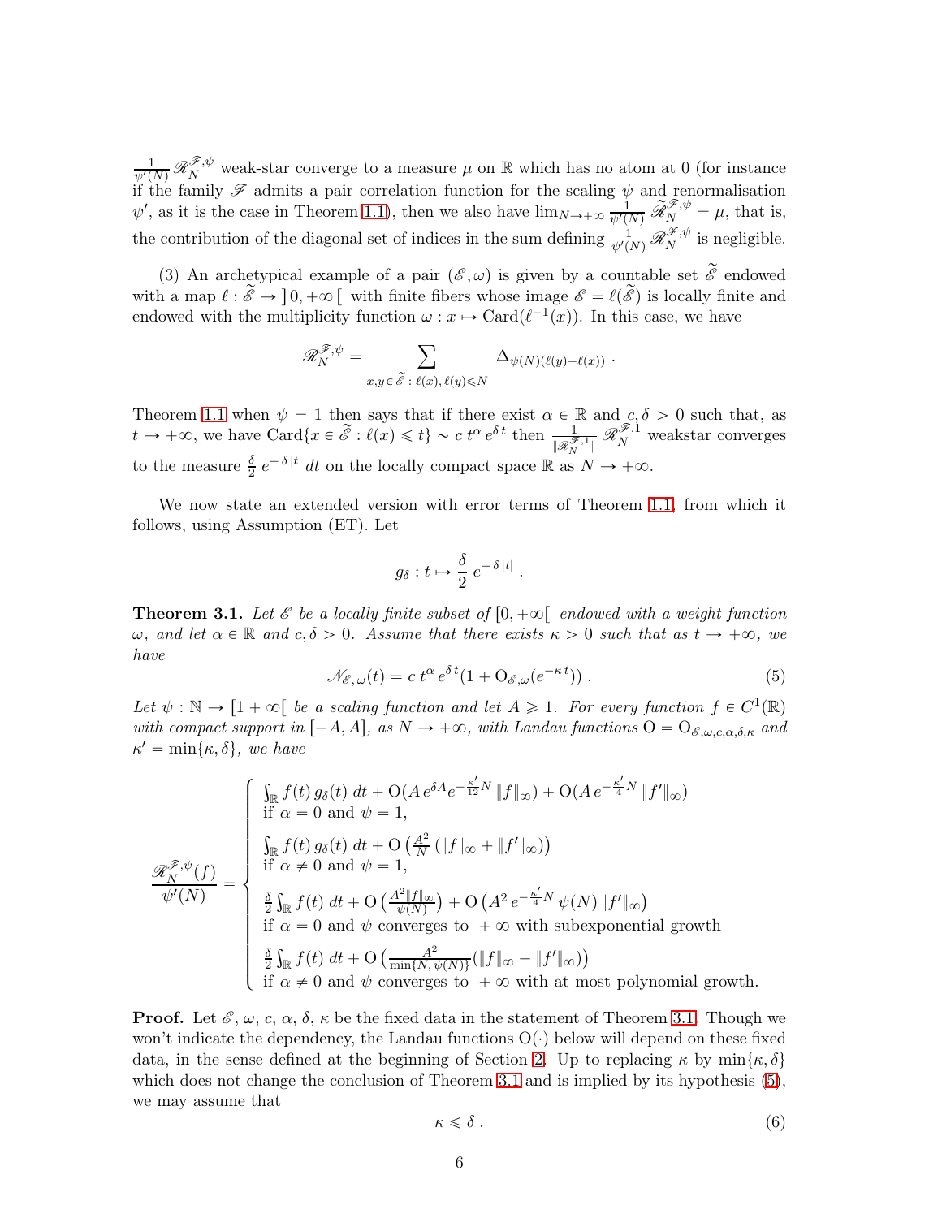$\frac{1}{\psi'(N)}\mathscr{R}_N^{\mathscr{F},\psi}$ weak-star converge to a measure $\mu$ on $\mathbb{R}$ which has no atom at 0 (for instance if the family $\mathscr{F}$ admits a pair correlation function for the scaling $\psi$ and renormalisation $\psi'$, as it is the case in Theorem 1.1), then we also have $\lim_{N\to+\infty}\frac{1}{\psi'(N)}\widetilde{\mathscr{R}}_N^{\mathscr{F},\psi}=\mu$, that is, the contribution of the diagonal set of indices in the sum defining $\frac{1}{\psi'(N)}\mathscr{R}_N^{\mathscr{F},\psi}$ is negligible.

(3) An archetypical example of a pair $(\mathscr{E},\omega)$ is given by a countable set $\widetilde{\mathscr{E}}$ endowed with a map $\ell:\widetilde{\mathscr{E}}\to\,]\,0,+\infty\,[$ with finite fibers whose image $\mathscr{E}=\ell(\widetilde{\mathscr{E}})$ is locally finite and endowed with the multiplicity function $\omega: x\mapsto \operatorname{Card}(\ell^{-1}(x))$. In this case, we have

$$\mathscr{R}_N^{\mathscr{F},\psi}=\sum_{x,y\,\in\,\widetilde{\mathscr{E}}\,:\,\ell(x),\,\ell(y)\leqslant N}\Delta_{\psi(N)(\ell(y)-\ell(x))}\;.$$

Theorem 1.1 when $\psi=1$ then says that if there exist $\alpha\in\mathbb{R}$ and $c,\delta>0$ such that, as $t\to+\infty$, we have $\operatorname{Card}\{x\in\widetilde{\mathscr{E}}:\ell(x)\leqslant t\}\sim c\,t^\alpha\,e^{\delta\,t}$ then $\frac{1}{\|\mathscr{R}_N^{\mathscr{F},1}\|}\,\mathscr{R}_N^{\mathscr{F},1}$ weakstar converges to the measure $\frac{\delta}{2}\,e^{-\delta\,|t|}\,dt$ on the locally compact space $\mathbb{R}$ as $N\to+\infty$.

We now state an extended version with error terms of Theorem 1.1, from which it follows, using Assumption (ET). Let

$$g_\delta: t\mapsto \frac{\delta}{2}\,e^{-\delta\,|t|}\;.$$

**Theorem 3.1.** *Let $\mathscr{E}$ be a locally finite subset of $[0,+\infty[$ endowed with a weight function $\omega$, and let $\alpha\in\mathbb{R}$ and $c,\delta>0$. Assume that there exists $\kappa>0$ such that as $t\to+\infty$, we have*

$$\mathscr{N}_{\mathscr{E},\,\omega}(t)=c\,t^\alpha\,e^{\delta\,t}(1+\mathrm{O}_{\mathscr{E},\omega}(e^{-\kappa\,t}))\;. \tag{5}$$

*Let $\psi:\mathbb{N}\to[1+\infty[$ be a scaling function and let $A\geqslant 1$. For every function $f\in C^1(\mathbb{R})$ with compact support in $[-A,A]$, as $N\to+\infty$, with Landau functions $\mathrm{O}=\mathrm{O}_{\mathscr{E},\omega,c,\alpha,\delta,\kappa}$ and $\kappa'=\min\{\kappa,\delta\}$, we have*

$$\frac{\mathscr{R}_N^{\mathscr{F},\psi}(f)}{\psi'(N)}=\begin{cases}\int_{\mathbb{R}}f(t)\,g_\delta(t)\,dt+\mathrm{O}(A\,e^{\delta A}e^{-\frac{\kappa'}{12}N}\,\|f\|_\infty)+\mathrm{O}(A\,e^{-\frac{\kappa'}{4}N}\,\|f'\|_\infty)\\ \text{if } \alpha=0 \text{ and } \psi=1,\\[4pt] \int_{\mathbb{R}}f(t)\,g_\delta(t)\,dt+\mathrm{O}\big(\frac{A^2}{N}\,(\|f\|_\infty+\|f'\|_\infty)\big)\\ \text{if } \alpha\neq 0 \text{ and } \psi=1,\\[4pt] \frac{\delta}{2}\int_{\mathbb{R}}f(t)\,dt+\mathrm{O}\big(\frac{A^2\|f\|_\infty}{\psi(N)}\big)+\mathrm{O}\big(A^2\,e^{-\frac{\kappa'}{4}N}\,\psi(N)\,\|f'\|_\infty\big)\\ \text{if } \alpha=0 \text{ and } \psi \text{ converges to } +\infty \text{ with subexponential growth}\\[4pt] \frac{\delta}{2}\int_{\mathbb{R}}f(t)\,dt+\mathrm{O}\big(\frac{A^2}{\min\{N,\,\psi(N)\}}(\|f\|_\infty+\|f'\|_\infty)\big)\\ \text{if } \alpha\neq 0 \text{ and } \psi \text{ converges to } +\infty \text{ with at most polynomial growth.}\end{cases}$$

**Proof.** Let $\mathscr{E}$, $\omega$, $c$, $\alpha$, $\delta$, $\kappa$ be the fixed data in the statement of Theorem 3.1. Though we won't indicate the dependency, the Landau functions $\mathrm{O}(\cdot)$ below will depend on these fixed data, in the sense defined at the beginning of Section 2. Up to replacing $\kappa$ by $\min\{\kappa,\delta\}$ which does not change the conclusion of Theorem 3.1 and is implied by its hypothesis (5), we may assume that

$$\kappa\leqslant\delta\;. \tag{6}$$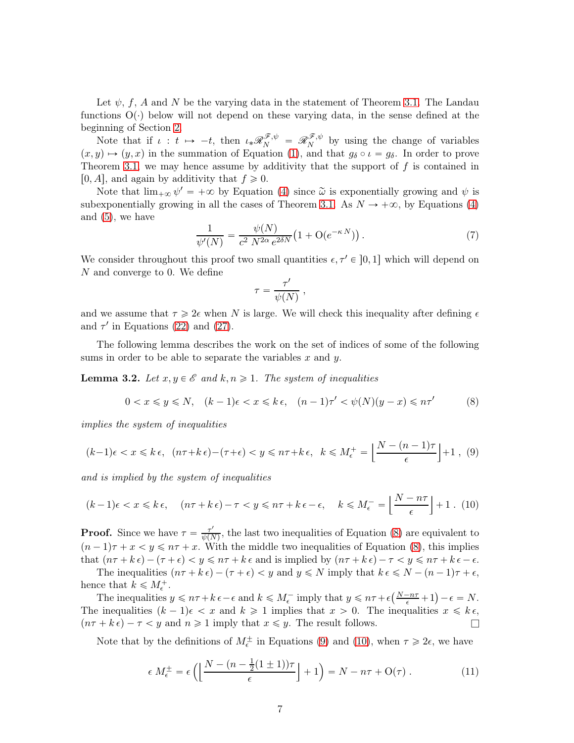Let $\psi$, $f$, $A$ and $N$ be the varying data in the statement of Theorem 3.1. The Landau functions $\mathrm{O}(\cdot)$ below will not depend on these varying data, in the sense defined at the beginning of Section 2.

Note that if $\iota : t \mapsto -t$, then $\iota_* \mathscr{R}_N^{\mathscr{F},\psi} = \mathscr{R}_N^{\mathscr{F},\psi}$ by using the change of variables $(x, y) \mapsto (y, x)$ in the summation of Equation (1), and that $g_\delta \circ \iota = g_\delta$. In order to prove Theorem 3.1, we may hence assume by additivity that the support of $f$ is contained in $[0, A]$, and again by additivity that $f \geqslant 0$.

Note that $\lim_{+\infty} \psi' = +\infty$ by Equation (4) since $\widetilde{\omega}$ is exponentially growing and $\psi$ is subexponentially growing in all the cases of Theorem 3.1. As $N \to +\infty$, by Equations (4) and (5), we have

$$\frac{1}{\psi'(N)} = \frac{\psi(N)}{c^2\, N^{2\alpha}\, e^{2\delta N}} \big(1 + \mathrm{O}(e^{-\kappa\, N})\big)\,. \tag{7}$$

We consider throughout this proof two small quantities $\epsilon, \tau' \in\, ]0, 1]$ which will depend on $N$ and converge to 0. We define

$$\tau = \frac{\tau'}{\psi(N)}\,,$$

and we assume that $\tau \geqslant 2\epsilon$ when $N$ is large. We will check this inequality after defining $\epsilon$ and $\tau'$ in Equations (22) and (27).

The following lemma describes the work on the set of indices of some of the following sums in order to be able to separate the variables $x$ and $y$.

**Lemma 3.2.** *Let $x, y \in \mathscr{E}$ and $k, n \geqslant 1$. The system of inequalities*

$$0 < x \leqslant y \leqslant N, \quad (k-1)\epsilon < x \leqslant k\,\epsilon, \quad (n-1)\tau' < \psi(N)(y-x) \leqslant n\tau' \tag{8}$$

*implies the system of inequalities*

$$(k-1)\epsilon < x \leqslant k\,\epsilon, \;\; (n\tau + k\,\epsilon) - (\tau+\epsilon) < y \leqslant n\tau + k\,\epsilon, \;\; k \leqslant M_\epsilon^+ = \Big\lfloor \frac{N - (n-1)\tau}{\epsilon} \Big\rfloor + 1\,, \tag{9}$$

*and is implied by the system of inequalities*

$$(k-1)\epsilon < x \leqslant k\,\epsilon, \quad (n\tau + k\,\epsilon) - \tau < y \leqslant n\tau + k\,\epsilon - \epsilon, \quad k \leqslant M_\epsilon^- = \Big\lfloor \frac{N - n\tau}{\epsilon} \Big\rfloor + 1\,. \tag{10}$$

**Proof.** Since we have $\tau = \frac{\tau'}{\psi(N)}$, the last two inequalities of Equation (8) are equivalent to $(n-1)\tau + x < y \leqslant n\tau + x$. With the middle two inequalities of Equation (8), this implies that $(n\tau + k\,\epsilon) - (\tau+\epsilon) < y \leqslant n\tau + k\,\epsilon$ and is implied by $(n\tau + k\,\epsilon) - \tau < y \leqslant n\tau + k\,\epsilon - \epsilon$.

The inequalities $(n\tau + k\,\epsilon) - (\tau + \epsilon) < y$ and $y \leqslant N$ imply that $k\,\epsilon \leqslant N - (n-1)\tau + \epsilon$, hence that $k \leqslant M_\epsilon^+$.

The inequalities $y \leqslant n\tau + k\,\epsilon - \epsilon$ and $k \leqslant M_\epsilon^-$ imply that $y \leqslant n\tau + \epsilon\big(\frac{N-n\tau}{\epsilon} + 1\big) - \epsilon = N$. The inequalities $(k-1)\epsilon < x$ and $k \geqslant 1$ implies that $x > 0$. The inequalities $x \leqslant k\,\epsilon$, $(n\tau + k\,\epsilon) - \tau < y$ and $n \geqslant 1$ imply that $x \leqslant y$. The result follows. $\square$

Note that by the definitions of $M_\epsilon^\pm$ in Equations (9) and (10), when $\tau \geqslant 2\epsilon$, we have

$$\epsilon\, M_\epsilon^\pm = \epsilon\,\Big(\Big\lfloor \frac{N - (n - \frac{1}{2}(1 \pm 1))\tau}{\epsilon} \Big\rfloor + 1\Big) = N - n\tau + \mathrm{O}(\tau)\,. \tag{11}$$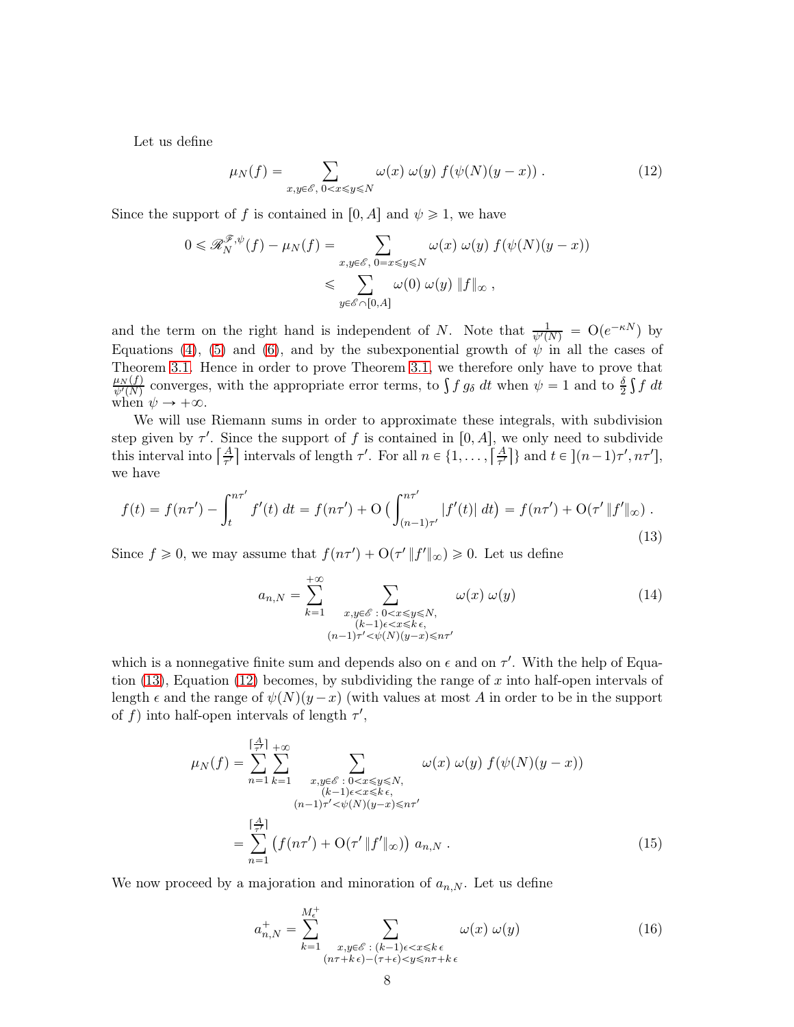Let us define

$$\mu_N(f) = \sum_{x,y\in\mathscr{E},\ 0<x\leqslant y\leqslant N} \omega(x)\ \omega(y)\ f(\psi(N)(y-x))\ . \tag{12}$$

Since the support of $f$ is contained in $[0, A]$ and $\psi \geqslant 1$, we have

$$0 \leqslant \mathscr{R}_N^{\mathscr{F},\psi}(f) - \mu_N(f) = \sum_{x,y\in\mathscr{E},\ 0=x\leqslant y\leqslant N} \omega(x)\ \omega(y)\ f(\psi(N)(y-x))$$
$$\leqslant \sum_{y\in\mathscr{E}\cap[0,A]} \omega(0)\ \omega(y)\ \|f\|_\infty\ ,$$

and the term on the right hand is independent of $N$. Note that $\frac{1}{\psi'(N)} = \mathrm{O}(e^{-\kappa N})$ by Equations (4), (5) and (6), and by the subexponential growth of $\psi$ in all the cases of Theorem 3.1. Hence in order to prove Theorem 3.1, we therefore only have to prove that $\frac{\mu_N(f)}{\psi'(N)}$ converges, with the appropriate error terms, to $\int f\, g_\delta\ dt$ when $\psi = 1$ and to $\frac{\delta}{2}\int f\ dt$ when $\psi \to +\infty$.

We will use Riemann sums in order to approximate these integrals, with subdivision step given by $\tau'$. Since the support of $f$ is contained in $[0, A]$, we only need to subdivide this interval into $\lceil \frac{A}{\tau'} \rceil$ intervals of length $\tau'$. For all $n \in \{1, \dots, \lceil \frac{A}{\tau'} \rceil\}$ and $t \in\ ](n-1)\tau', n\tau']$, we have

$$f(t) = f(n\tau') - \int_t^{n\tau'} f'(t)\ dt = f(n\tau') + \mathrm{O}\Big(\int_{(n-1)\tau'}^{n\tau'} |f'(t)|\ dt\Big) = f(n\tau') + \mathrm{O}(\tau'\,\|f'\|_\infty)\ . \tag{13}$$

Since $f \geqslant 0$, we may assume that $f(n\tau') + \mathrm{O}(\tau'\,\|f'\|_\infty) \geqslant 0$. Let us define

$$a_{n,N} = \sum_{k=1}^{+\infty} \sum_{\substack{x,y\in\mathscr{E}\,:\, 0<x\leqslant y\leqslant N,\\ (k-1)\epsilon<x\leqslant k\,\epsilon,\\ (n-1)\tau'<\psi(N)(y-x)\leqslant n\tau'}} \omega(x)\ \omega(y) \tag{14}$$

which is a nonnegative finite sum and depends also on $\epsilon$ and on $\tau'$. With the help of Equation (13), Equation (12) becomes, by subdividing the range of $x$ into half-open intervals of length $\epsilon$ and the range of $\psi(N)(y-x)$ (with values at most $A$ in order to be in the support of $f$) into half-open intervals of length $\tau'$,

$$\mu_N(f) = \sum_{n=1}^{\lceil \frac{A}{\tau'} \rceil} \sum_{k=1}^{+\infty} \sum_{\substack{x,y\in\mathscr{E}\,:\, 0<x\leqslant y\leqslant N,\\ (k-1)\epsilon<x\leqslant k\,\epsilon,\\ (n-1)\tau'<\psi(N)(y-x)\leqslant n\tau'}} \omega(x)\ \omega(y)\ f(\psi(N)(y-x))$$
$$= \sum_{n=1}^{\lceil \frac{A}{\tau'} \rceil} \big(f(n\tau') + \mathrm{O}(\tau'\,\|f'\|_\infty)\big)\ a_{n,N}\ . \tag{15}$$

We now proceed by a majoration and minoration of $a_{n,N}$. Let us define

$$a^+_{n,N} = \sum_{k=1}^{M^+_\epsilon} \sum_{\substack{x,y\in\mathscr{E}\,:\, (k-1)\epsilon<x\leqslant k\,\epsilon\\ (n\tau+k\,\epsilon)-(\tau+\epsilon)<y\leqslant n\tau+k\,\epsilon}} \omega(x)\ \omega(y) \tag{16}$$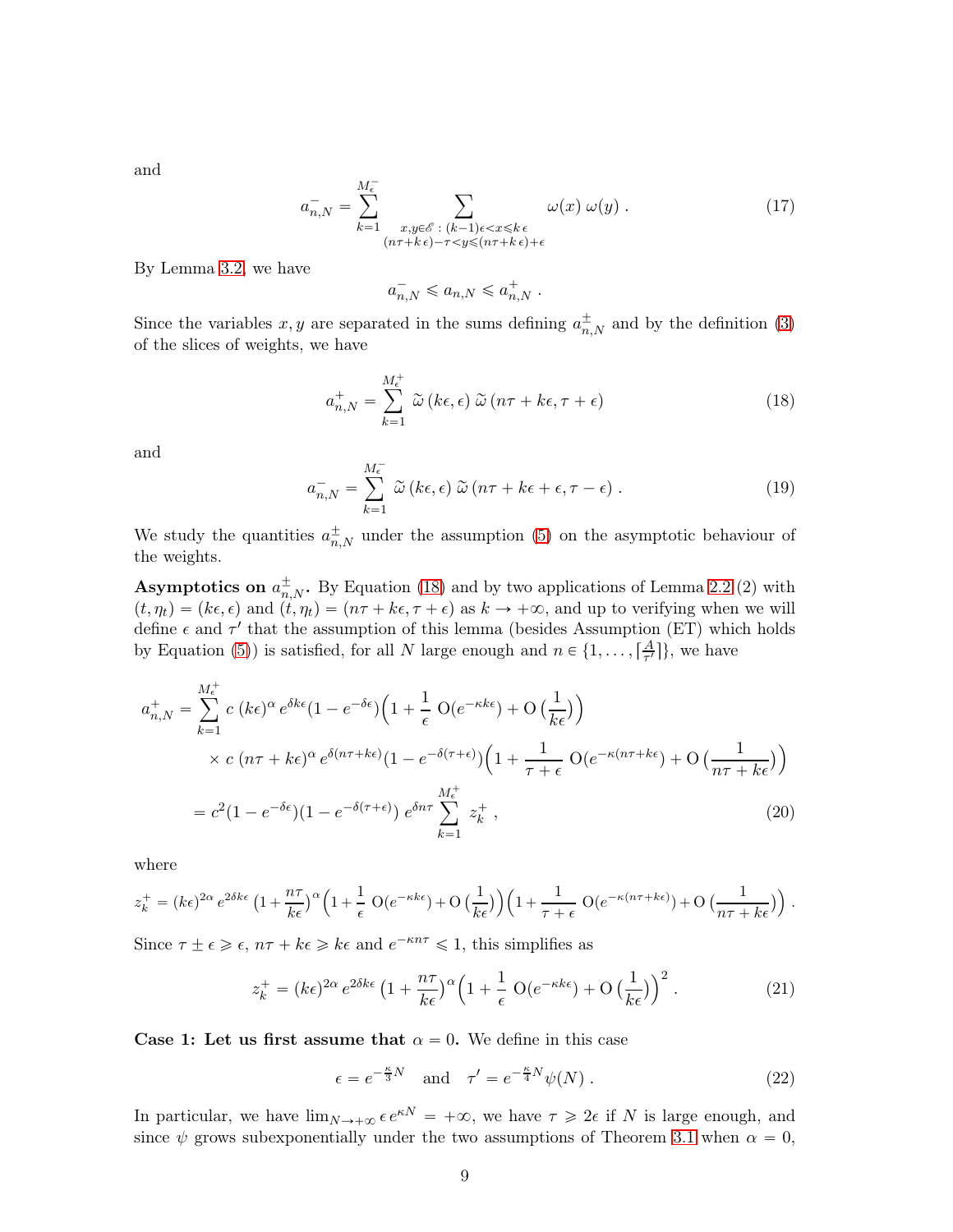and

$$a^-_{n,N} = \sum_{k=1}^{M^-_\epsilon} \sum_{\substack{x,y\in\mathscr{E}\,:\,(k-1)\epsilon<x\leqslant k\,\epsilon \\ (n\tau+k\,\epsilon)-\tau<y\leqslant(n\tau+k\,\epsilon)+\epsilon}} \omega(x)\,\omega(y)\;. \tag{17}$$

By Lemma 3.2, we have

$$a^-_{n,N} \leqslant a_{n,N} \leqslant a^+_{n,N}\;.$$

Since the variables $x, y$ are separated in the sums defining $a^\pm_{n,N}$ and by the definition (3) of the slices of weights, we have

$$a^+_{n,N} = \sum_{k=1}^{M^+_\epsilon} \widetilde{\omega}\,(k\epsilon,\epsilon)\;\widetilde{\omega}\,(n\tau+k\epsilon,\tau+\epsilon) \tag{18}$$

and

$$a^-_{n,N} = \sum_{k=1}^{M^-_\epsilon} \widetilde{\omega}\,(k\epsilon,\epsilon)\;\widetilde{\omega}\,(n\tau+k\epsilon+\epsilon,\tau-\epsilon)\;. \tag{19}$$

We study the quantities $a^\pm_{n,N}$ under the assumption (5) on the asymptotic behaviour of the weights.

**Asymptotics on $a^\pm_{n,N}$.** By Equation (18) and by two applications of Lemma 2.2 (2) with $(t,\eta_t) = (k\epsilon,\epsilon)$ and $(t,\eta_t) = (n\tau+k\epsilon,\tau+\epsilon)$ as $k\to+\infty$, and up to verifying when we will define $\epsilon$ and $\tau'$ that the assumption of this lemma (besides Assumption (ET) which holds by Equation (5)) is satisfied, for all $N$ large enough and $n\in\{1,\dots,\lceil\frac{A}{\tau'}\rceil\}$, we have

$$\begin{aligned}
a^+_{n,N} &= \sum_{k=1}^{M^+_\epsilon} c\;(k\epsilon)^\alpha\, e^{\delta k\epsilon}(1-e^{-\delta\epsilon})\Big(1+\frac{1}{\epsilon}\;\mathrm{O}(e^{-\kappa k\epsilon}) + \mathrm{O}\,\big(\frac{1}{k\epsilon}\big)\Big) \\
&\qquad\times\, c\;(n\tau+k\epsilon)^\alpha\, e^{\delta(n\tau+k\epsilon)}(1-e^{-\delta(\tau+\epsilon)})\Big(1+\frac{1}{\tau+\epsilon}\;\mathrm{O}(e^{-\kappa(n\tau+k\epsilon)}) + \mathrm{O}\,\big(\frac{1}{n\tau+k\epsilon}\big)\Big) \\
&= c^2(1-e^{-\delta\epsilon})(1-e^{-\delta(\tau+\epsilon)})\;e^{\delta n\tau}\sum_{k=1}^{M^+_\epsilon} z^+_k\;,
\end{aligned} \tag{20}$$

where

$$z^+_k = (k\epsilon)^{2\alpha}\,e^{2\delta k\epsilon}\,\big(1+\frac{n\tau}{k\epsilon}\big)^\alpha\Big(1+\frac{1}{\epsilon}\;\mathrm{O}(e^{-\kappa k\epsilon})+\mathrm{O}\,\big(\frac{1}{k\epsilon}\big)\Big)\Big(1+\frac{1}{\tau+\epsilon}\;\mathrm{O}(e^{-\kappa(n\tau+k\epsilon)})+\mathrm{O}\,\big(\frac{1}{n\tau+k\epsilon}\big)\Big)\;.$$

Since $\tau\pm\epsilon\geqslant\epsilon$, $n\tau+k\epsilon\geqslant k\epsilon$ and $e^{-\kappa n\tau}\leqslant 1$, this simplifies as

$$z^+_k = (k\epsilon)^{2\alpha}\,e^{2\delta k\epsilon}\,\big(1+\frac{n\tau}{k\epsilon}\big)^\alpha\Big(1+\frac{1}{\epsilon}\;\mathrm{O}(e^{-\kappa k\epsilon})+\mathrm{O}\,\big(\frac{1}{k\epsilon}\big)\Big)^2\;. \tag{21}$$

**Case 1: Let us first assume that $\alpha = 0$.** We define in this case

$$\epsilon = e^{-\frac{\kappa}{3}N} \quad\text{and}\quad \tau' = e^{-\frac{\kappa}{4}N}\psi(N)\;. \tag{22}$$

In particular, we have $\lim_{N\to+\infty}\epsilon\, e^{\kappa N} = +\infty$, we have $\tau\geqslant 2\epsilon$ if $N$ is large enough, and since $\psi$ grows subexponentially under the two assumptions of Theorem 3.1 when $\alpha = 0$,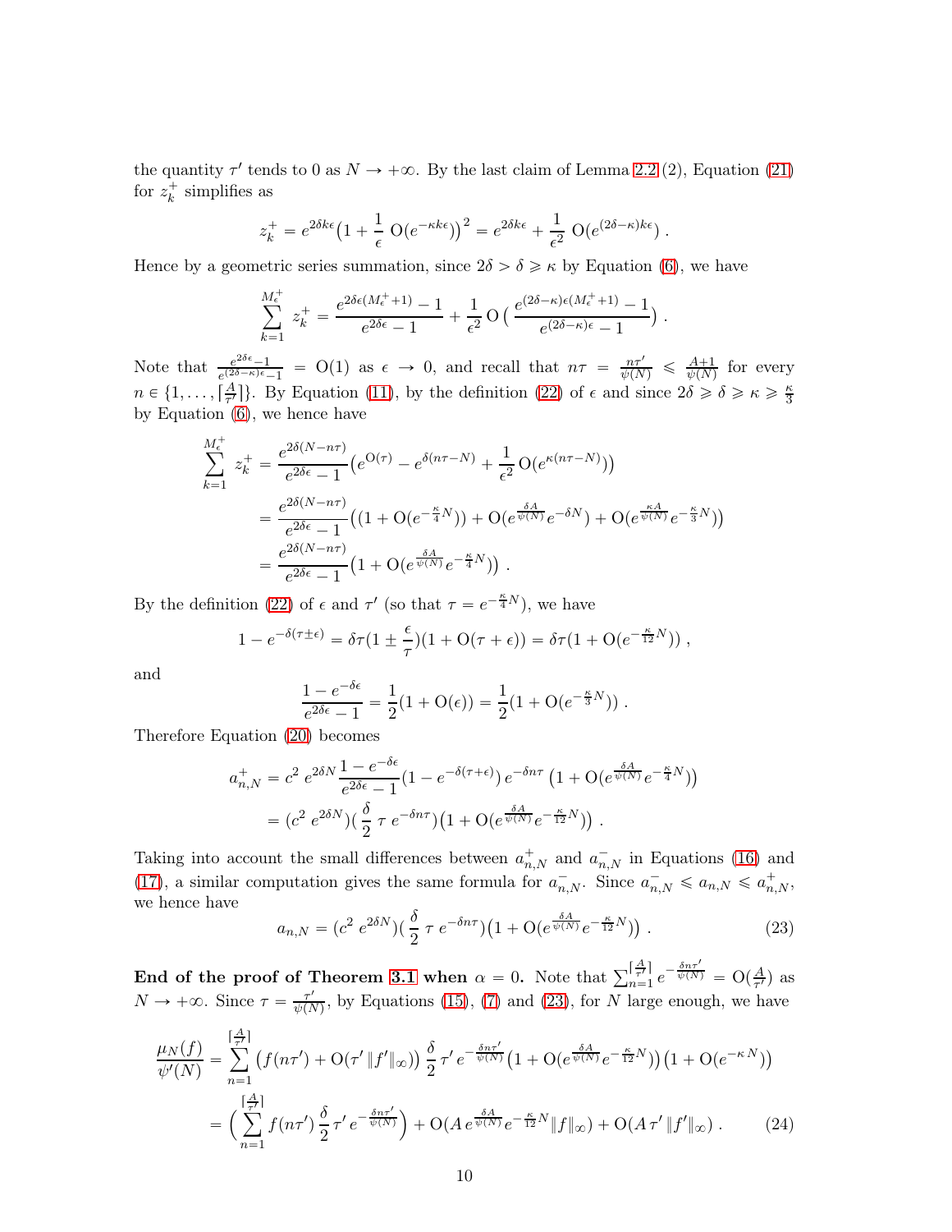the quantity $\tau'$ tends to 0 as $N \to +\infty$. By the last claim of Lemma 2.2 (2), Equation (21) for $z_k^+$ simplifies as

$$z_k^+ = e^{2\delta k\epsilon}\big(1 + \frac{1}{\epsilon}\ \mathrm{O}(e^{-\kappa k\epsilon})\big)^2 = e^{2\delta k\epsilon} + \frac{1}{\epsilon^2}\ \mathrm{O}(e^{(2\delta-\kappa)k\epsilon})\ .$$

Hence by a geometric series summation, since $2\delta > \delta \geqslant \kappa$ by Equation (6), we have

$$\sum_{k=1}^{M_\epsilon^+} z_k^+ = \frac{e^{2\delta\epsilon(M_\epsilon^+ +1)}-1}{e^{2\delta\epsilon}-1} + \frac{1}{\epsilon^2}\,\mathrm{O}\,\Big(\frac{e^{(2\delta-\kappa)\epsilon(M_\epsilon^+ +1)}-1}{e^{(2\delta-\kappa)\epsilon}-1}\Big)\ .$$

Note that $\frac{e^{2\delta\epsilon}-1}{e^{(2\delta-\kappa)\epsilon}-1} = \mathrm{O}(1)$ as $\epsilon \to 0$, and recall that $n\tau = \frac{n\tau'}{\psi(N)} \leqslant \frac{A+1}{\psi(N)}$ for every $n \in \{1, \dots, \lceil \frac{A}{\tau'} \rceil\}$. By Equation (11), by the definition (22) of $\epsilon$ and since $2\delta \geqslant \delta \geqslant \kappa \geqslant \frac{\kappa}{3}$ by Equation (6), we hence have

$$\begin{aligned}
\sum_{k=1}^{M_\epsilon^+} z_k^+ &= \frac{e^{2\delta(N-n\tau)}}{e^{2\delta\epsilon}-1}\big(e^{\mathrm{O}(\tau)} - e^{\delta(n\tau-N)} + \frac{1}{\epsilon^2}\,\mathrm{O}(e^{\kappa(n\tau-N)})\big)\\
&= \frac{e^{2\delta(N-n\tau)}}{e^{2\delta\epsilon}-1}\big((1+\mathrm{O}(e^{-\frac{\kappa}{4}N})) + \mathrm{O}(e^{\frac{\delta A}{\psi(N)}}e^{-\delta N}) + \mathrm{O}(e^{\frac{\kappa A}{\psi(N)}}e^{-\frac{\kappa}{3}N})\big)\\
&= \frac{e^{2\delta(N-n\tau)}}{e^{2\delta\epsilon}-1}\big(1+\mathrm{O}(e^{\frac{\delta A}{\psi(N)}}e^{-\frac{\kappa}{4}N})\big)\ .
\end{aligned}$$

By the definition (22) of $\epsilon$ and $\tau'$ (so that $\tau = e^{-\frac{\kappa}{4}N}$), we have

$$1 - e^{-\delta(\tau\pm\epsilon)} = \delta\tau(1 \pm \frac{\epsilon}{\tau})(1+\mathrm{O}(\tau+\epsilon)) = \delta\tau(1+\mathrm{O}(e^{-\frac{\kappa}{12}N}))\ ,$$

and

$$\frac{1-e^{-\delta\epsilon}}{e^{2\delta\epsilon}-1} = \frac{1}{2}(1+\mathrm{O}(\epsilon)) = \frac{1}{2}(1+\mathrm{O}(e^{-\frac{\kappa}{3}N}))\ .$$

Therefore Equation (20) becomes

$$\begin{aligned}
a_{n,N}^+ &= c^2\ e^{2\delta N}\frac{1-e^{-\delta\epsilon}}{e^{2\delta\epsilon}-1}(1-e^{-\delta(\tau+\epsilon)})\,e^{-\delta n\tau}\,\big(1+\mathrm{O}(e^{\frac{\delta A}{\psi(N)}}e^{-\frac{\kappa}{4}N})\big)\\
&= (c^2\ e^{2\delta N})\big(\frac{\delta}{2}\ \tau\ e^{-\delta n\tau}\big)\big(1+\mathrm{O}(e^{\frac{\delta A}{\psi(N)}}e^{-\frac{\kappa}{12}N})\big)\ .
\end{aligned}$$

Taking into account the small differences between $a_{n,N}^+$ and $a_{n,N}^-$ in Equations (16) and (17), a similar computation gives the same formula for $a_{n,N}^-$. Since $a_{n,N}^- \leqslant a_{n,N} \leqslant a_{n,N}^+$, we hence have

$$a_{n,N} = (c^2\ e^{2\delta N})\big(\frac{\delta}{2}\ \tau\ e^{-\delta n\tau}\big)\big(1+\mathrm{O}(e^{\frac{\delta A}{\psi(N)}}e^{-\frac{\kappa}{12}N})\big)\ . \tag{23}$$

**End of the proof of Theorem 3.1 when $\alpha = 0$.** Note that $\sum_{n=1}^{\lceil \frac{A}{\tau'}\rceil} e^{-\frac{\delta n\tau'}{\psi(N)}} = \mathrm{O}(\frac{A}{\tau'})$ as $N \to +\infty$. Since $\tau = \frac{\tau'}{\psi(N)}$, by Equations (15), (7) and (23), for $N$ large enough, we have

$$\begin{aligned}
\frac{\mu_N(f)}{\psi'(N)} &= \sum_{n=1}^{\lceil \frac{A}{\tau'}\rceil}\big(f(n\tau') + \mathrm{O}(\tau'\,\|f'\|_\infty)\big)\ \frac{\delta}{2}\ \tau'\,e^{-\frac{\delta n\tau'}{\psi(N)}}\big(1+\mathrm{O}(e^{\frac{\delta A}{\psi(N)}}e^{-\frac{\kappa}{12}N})\big)\big(1+\mathrm{O}(e^{-\kappa N})\big)\\
&= \Big(\sum_{n=1}^{\lceil \frac{A}{\tau'}\rceil} f(n\tau')\ \frac{\delta}{2}\ \tau'\,e^{-\frac{\delta n\tau'}{\psi(N)}}\Big) + \mathrm{O}(A\,e^{\frac{\delta A}{\psi(N)}}e^{-\frac{\kappa}{12}N}\|f\|_\infty) + \mathrm{O}(A\,\tau'\,\|f'\|_\infty)\ .
\end{aligned} \tag{24}$$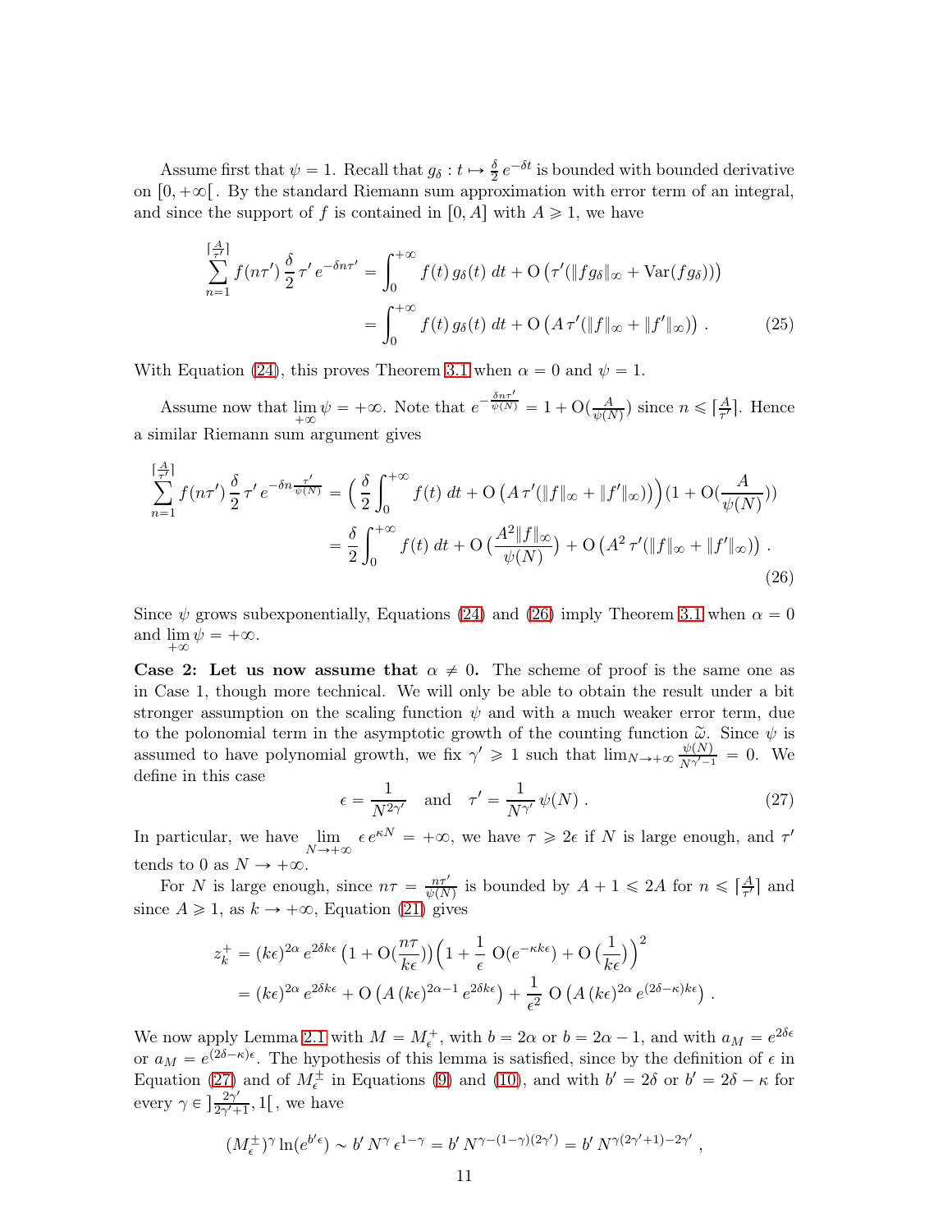Assume first that $\psi = 1$. Recall that $g_\delta : t \mapsto \frac{\delta}{2}\, e^{-\delta t}$ is bounded with bounded derivative on $[0, +\infty[$. By the standard Riemann sum approximation with error term of an integral, and since the support of $f$ is contained in $[0, A]$ with $A \geqslant 1$, we have

$$
\begin{aligned}
\sum_{n=1}^{\lceil \frac{A}{\tau'} \rceil} f(n\tau')\, \frac{\delta}{2}\, \tau'\, e^{-\delta n \tau'} &= \int_0^{+\infty} f(t)\, g_\delta(t)\; dt + \mathrm{O}\left(\tau'(\|f g_\delta\|_\infty + \mathrm{Var}(f g_\delta))\right) \\
&= \int_0^{+\infty} f(t)\, g_\delta(t)\; dt + \mathrm{O}\left(A\, \tau'(\|f\|_\infty + \|f'\|_\infty)\right) . \qquad (25)
\end{aligned}
$$

With Equation (24), this proves Theorem 3.1 when $\alpha = 0$ and $\psi = 1$.

Assume now that $\lim\limits_{+\infty} \psi = +\infty$. Note that $e^{-\frac{\delta n \tau'}{\psi(N)}} = 1 + \mathrm{O}(\frac{A}{\psi(N)})$ since $n \leqslant \lceil \frac{A}{\tau'} \rceil$. Hence a similar Riemann sum argument gives

$$
\begin{aligned}
\sum_{n=1}^{\lceil \frac{A}{\tau'} \rceil} f(n\tau')\, \frac{\delta}{2}\, \tau'\, e^{-\delta n \frac{\tau'}{\psi(N)}} &= \Big( \frac{\delta}{2} \int_0^{+\infty} f(t)\; dt + \mathrm{O}\left(A\, \tau'(\|f\|_\infty + \|f'\|_\infty)\right) \Big) (1 + \mathrm{O}(\frac{A}{\psi(N)})) \\
&= \frac{\delta}{2} \int_0^{+\infty} f(t)\; dt + \mathrm{O}\big(\frac{A^2 \|f\|_\infty}{\psi(N)}\big) + \mathrm{O}\left(A^2\, \tau'(\|f\|_\infty + \|f'\|_\infty)\right) . \qquad (26)
\end{aligned}
$$

Since $\psi$ grows subexponentially, Equations (24) and (26) imply Theorem 3.1 when $\alpha = 0$ and $\lim\limits_{+\infty} \psi = +\infty$.

**Case 2: Let us now assume that** $\alpha \neq 0$**.** The scheme of proof is the same one as in Case 1, though more technical. We will only be able to obtain the result under a bit stronger assumption on the scaling function $\psi$ and with a much weaker error term, due to the polonomial term in the asymptotic growth of the counting function $\widetilde{\omega}$. Since $\psi$ is assumed to have polynomial growth, we fix $\gamma' \geqslant 1$ such that $\lim_{N \to +\infty} \frac{\psi(N)}{N^{\gamma'-1}} = 0$. We define in this case

$$
\epsilon = \frac{1}{N^{2\gamma'}} \quad \text{and} \quad \tau' = \frac{1}{N^{\gamma'}}\, \psi(N) . \qquad (27)
$$

In particular, we have $\lim\limits_{N \to +\infty} \epsilon\, e^{\kappa N} = +\infty$, we have $\tau \geqslant 2\epsilon$ if $N$ is large enough, and $\tau'$ tends to 0 as $N \to +\infty$.

For $N$ is large enough, since $n\tau = \frac{n\tau'}{\psi(N)}$ is bounded by $A + 1 \leqslant 2A$ for $n \leqslant \lceil \frac{A}{\tau'} \rceil$ and since $A \geqslant 1$, as $k \to +\infty$, Equation (21) gives

$$
\begin{aligned}
z_k^+ &= (k\epsilon)^{2\alpha}\, e^{2\delta k \epsilon} \left(1 + \mathrm{O}(\frac{n\tau}{k\epsilon})\right) \Big(1 + \frac{1}{\epsilon}\; \mathrm{O}(e^{-\kappa k \epsilon}) + \mathrm{O}\left(\frac{1}{k\epsilon}\right)\Big)^2 \\
&= (k\epsilon)^{2\alpha}\, e^{2\delta k \epsilon} + \mathrm{O}\left(A\, (k\epsilon)^{2\alpha - 1}\, e^{2\delta k \epsilon}\right) + \frac{1}{\epsilon^2}\; \mathrm{O}\left(A\, (k\epsilon)^{2\alpha}\, e^{(2\delta - \kappa) k \epsilon}\right) .
\end{aligned}
$$

We now apply Lemma 2.1 with $M = M_\epsilon^+$, with $b = 2\alpha$ or $b = 2\alpha - 1$, and with $a_M = e^{2\delta\epsilon}$ or $a_M = e^{(2\delta - \kappa)\epsilon}$. The hypothesis of this lemma is satisfied, since by the definition of $\epsilon$ in Equation (27) and of $M_\epsilon^\pm$ in Equations (9) and (10), and with $b' = 2\delta$ or $b' = 2\delta - \kappa$ for every $\gamma \in \,]\frac{2\gamma'}{2\gamma'+1}, 1[$, we have

$$
(M_\epsilon^\pm)^\gamma \ln(e^{b'\epsilon}) \sim b'\, N^\gamma\, \epsilon^{1-\gamma} = b'\, N^{\gamma - (1-\gamma)(2\gamma')} = b'\, N^{\gamma(2\gamma'+1) - 2\gamma'} ,
$$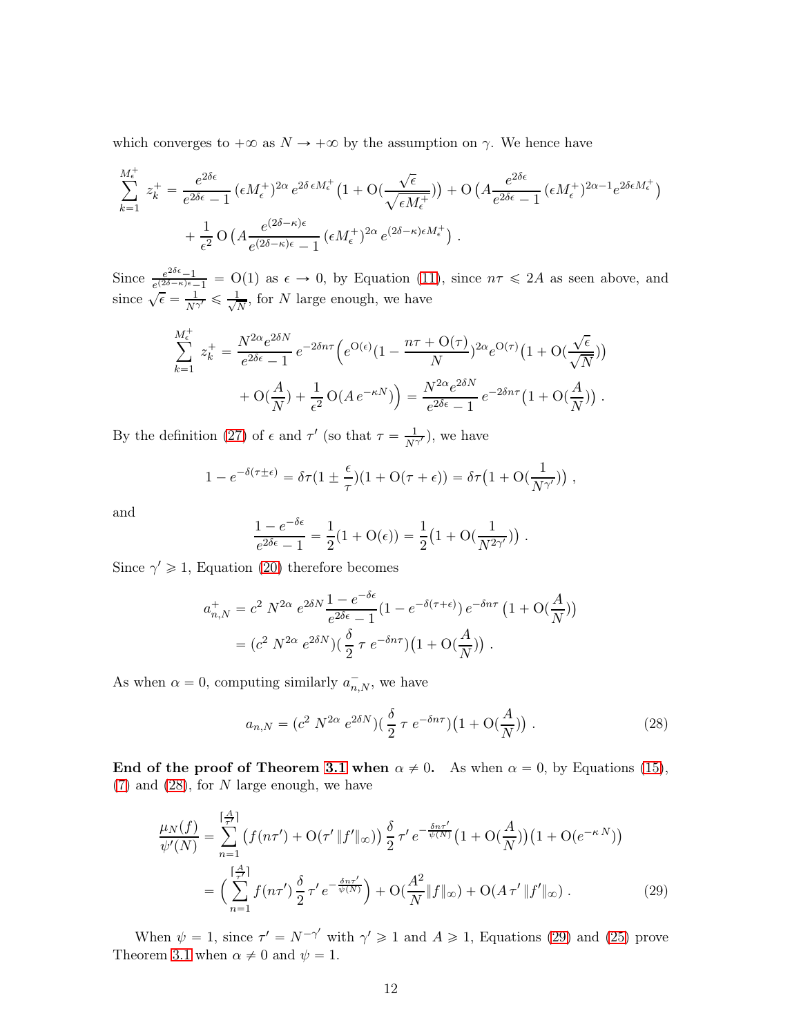which converges to $+\infty$ as $N \to +\infty$ by the assumption on $\gamma$. We hence have

$$\sum_{k=1}^{M_\epsilon^+} z_k^+ = \frac{e^{2\delta\epsilon}}{e^{2\delta\epsilon}-1}\,(\epsilon M_\epsilon^+)^{2\alpha}\, e^{2\delta\,\epsilon M_\epsilon^+}\big(1+\mathrm{O}(\frac{\sqrt{\epsilon}}{\sqrt{\epsilon M_\epsilon^+}})\big) + \mathrm{O}\,\big(A\frac{e^{2\delta\epsilon}}{e^{2\delta\epsilon}-1}\,(\epsilon M_\epsilon^+)^{2\alpha-1}e^{2\delta\epsilon M_\epsilon^+}\big)$$
$$+\frac{1}{\epsilon^2}\,\mathrm{O}\,\big(A\frac{e^{(2\delta-\kappa)\epsilon}}{e^{(2\delta-\kappa)\epsilon}-1}\,(\epsilon M_\epsilon^+)^{2\alpha}\, e^{(2\delta-\kappa)\epsilon M_\epsilon^+}\big)\ .$$

Since $\frac{e^{2\delta\epsilon}-1}{e^{(2\delta-\kappa)\epsilon}-1} = \mathrm{O}(1)$ as $\epsilon \to 0$, by Equation (11), since $n\tau \leqslant 2A$ as seen above, and since $\sqrt{\epsilon} = \frac{1}{N^{\gamma}} \leqslant \frac{1}{\sqrt{N}}$, for $N$ large enough, we have

$$\sum_{k=1}^{M_\epsilon^+} z_k^+ = \frac{N^{2\alpha}e^{2\delta N}}{e^{2\delta\epsilon}-1}\, e^{-2\delta n\tau}\Big(e^{\mathrm{O}(\epsilon)}(1-\frac{n\tau+\mathrm{O}(\tau)}{N})^{2\alpha}e^{\mathrm{O}(\tau)}\big(1+\mathrm{O}(\frac{\sqrt{\epsilon}}{\sqrt{N}})\big)$$
$$+\mathrm{O}(\frac{A}{N})+\frac{1}{\epsilon^2}\,\mathrm{O}(A\, e^{-\kappa N})\Big) = \frac{N^{2\alpha}e^{2\delta N}}{e^{2\delta\epsilon}-1}\, e^{-2\delta n\tau}\big(1+\mathrm{O}(\frac{A}{N})\big)\ .$$

By the definition (27) of $\epsilon$ and $\tau'$ (so that $\tau = \frac{1}{N^{\gamma'}}$), we have

$$1-e^{-\delta(\tau\pm\epsilon)} = \delta\tau(1\pm\frac{\epsilon}{\tau})(1+\mathrm{O}(\tau+\epsilon)) = \delta\tau\big(1+\mathrm{O}(\frac{1}{N^{\gamma}})\big)\ ,$$

and

$$\frac{1-e^{-\delta\epsilon}}{e^{2\delta\epsilon}-1} = \frac{1}{2}(1+\mathrm{O}(\epsilon)) = \frac{1}{2}\big(1+\mathrm{O}(\frac{1}{N^{2\gamma}})\big)\ .$$

Since $\gamma' \geqslant 1$, Equation (20) therefore becomes

$$a_{n,N}^+ = c^2\, N^{2\alpha}\, e^{2\delta N}\frac{1-e^{-\delta\epsilon}}{e^{2\delta\epsilon}-1}(1-e^{-\delta(\tau+\epsilon)})\, e^{-\delta n\tau}\,\big(1+\mathrm{O}(\frac{A}{N})\big)$$
$$= (c^2\, N^{2\alpha}\, e^{2\delta N})(\frac{\delta}{2}\,\tau\, e^{-\delta n\tau})\big(1+\mathrm{O}(\frac{A}{N})\big)\ .$$

As when $\alpha = 0$, computing similarly $a_{n,N}^-$, we have

$$a_{n,N} = (c^2\, N^{2\alpha}\, e^{2\delta N})(\frac{\delta}{2}\,\tau\, e^{-\delta n\tau})\big(1+\mathrm{O}(\frac{A}{N})\big)\ . \tag{28}$$

**End of the proof of Theorem 3.1 when $\alpha \neq 0$.** As when $\alpha = 0$, by Equations (15), (7) and (28), for $N$ large enough, we have

$$\frac{\mu_N(f)}{\psi'(N)} = \sum_{n=1}^{\lceil\frac{A}{\tau'}\rceil}\big(f(n\tau')+\mathrm{O}(\tau'\,\|f'\|_\infty)\big)\,\frac{\delta}{2}\,\tau'\, e^{-\frac{\delta n\tau'}{\psi(N)}}\big(1+\mathrm{O}(\frac{A}{N})\big)\big(1+\mathrm{O}(e^{-\kappa\, N})\big)$$
$$= \Big(\sum_{n=1}^{\lceil\frac{A}{\tau'}\rceil} f(n\tau')\,\frac{\delta}{2}\,\tau'\, e^{-\frac{\delta n\tau'}{\psi(N)}}\Big) + \mathrm{O}(\frac{A^2}{N}\|f\|_\infty) + \mathrm{O}(A\,\tau'\,\|f'\|_\infty)\ . \tag{29}$$

When $\psi = 1$, since $\tau' = N^{-\gamma'}$ with $\gamma' \geqslant 1$ and $A \geqslant 1$, Equations (29) and (25) prove Theorem 3.1 when $\alpha \neq 0$ and $\psi = 1$.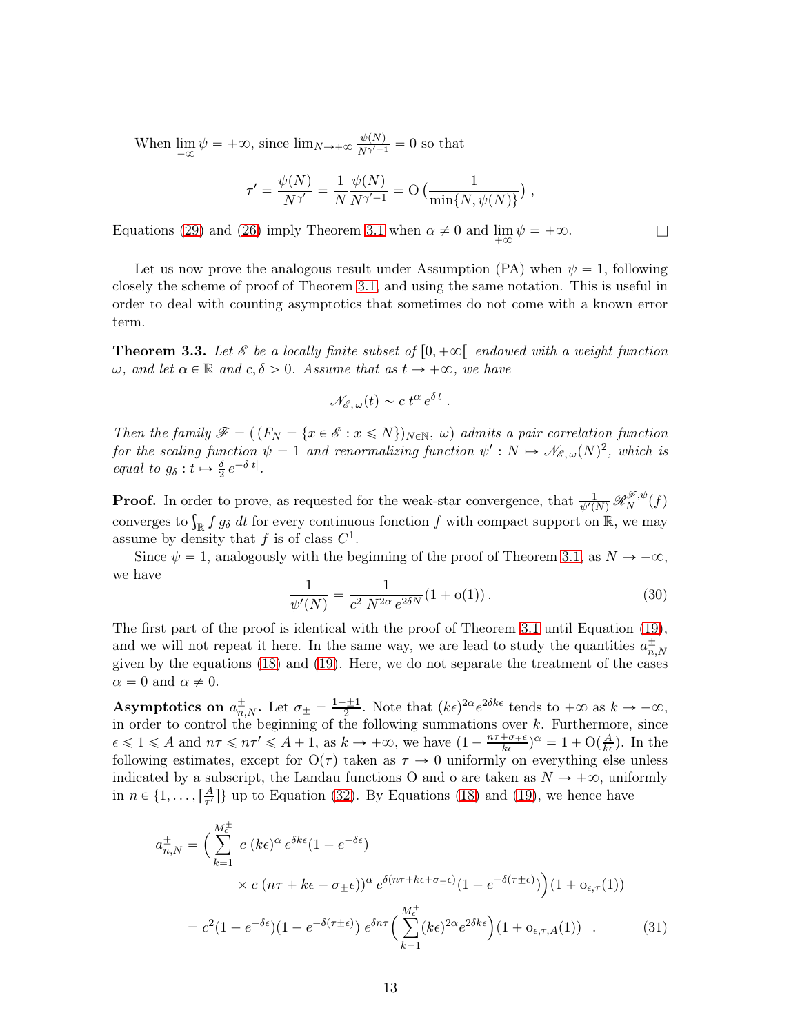When $\lim\limits_{+\infty} \psi = +\infty$, since $\lim_{N\to+\infty} \frac{\psi(N)}{N^{\gamma'-1}} = 0$ so that

$$\tau' = \frac{\psi(N)}{N^{\gamma'}} = \frac{1}{N}\frac{\psi(N)}{N^{\gamma'-1}} = \operatorname{O}\big(\frac{1}{\min\{N, \psi(N)\}}\big)\,,$$

Equations (29) and (26) imply Theorem 3.1 when $\alpha \neq 0$ and $\lim\limits_{+\infty} \psi = +\infty$. $\square$

Let us now prove the analogous result under Assumption (PA) when $\psi = 1$, following closely the scheme of proof of Theorem 3.1, and using the same notation. This is useful in order to deal with counting asymptotics that sometimes do not come with a known error term.

**Theorem 3.3.** *Let $\mathscr{E}$ be a locally finite subset of $[0, +\infty[$ endowed with a weight function $\omega$, and let $\alpha \in \mathbb{R}$ and $c, \delta > 0$. Assume that as $t \to +\infty$, we have*

$$\mathscr{N}_{\mathscr{E},\,\omega}(t) \sim c\, t^{\alpha}\, e^{\delta\, t}\,.$$

*Then the family $\mathscr{F} = \big(\,(F_N = \{x \in \mathscr{E} : x \leqslant N\})_{N\in\mathbb{N}},\ \omega\big)$ admits a pair correlation function for the scaling function $\psi = 1$ and renormalizing function $\psi' : N \mapsto \mathscr{N}_{\mathscr{E},\,\omega}(N)^2$, which is equal to $g_\delta : t \mapsto \frac{\delta}{2}\, e^{-\delta|t|}$.*

**Proof.** In order to prove, as requested for the weak-star convergence, that $\frac{1}{\psi'(N)}\,\mathscr{R}_N^{\mathscr{F},\psi}(f)$ converges to $\int_{\mathbb{R}} f\, g_\delta\; dt$ for every continuous fonction $f$ with compact support on $\mathbb{R}$, we may assume by density that $f$ is of class $C^1$.

Since $\psi = 1$, analogously with the beginning of the proof of Theorem 3.1, as $N \to +\infty$, we have

$$\frac{1}{\psi'(N)} = \frac{1}{c^2\ N^{2\alpha}\, e^{2\delta N}}(1 + \operatorname{o}(1))\,. \tag{30}$$

The first part of the proof is identical with the proof of Theorem 3.1 until Equation (19), and we will not repeat it here. In the same way, we are lead to study the quantities $a^{\pm}_{n,N}$ given by the equations (18) and (19). Here, we do not separate the treatment of the cases $\alpha = 0$ and $\alpha \neq 0$.

**Asymptotics on $a^{\pm}_{n,N}$.** Let $\sigma_\pm = \frac{1-\pm 1}{2}$. Note that $(k\epsilon)^{2\alpha}e^{2\delta k\epsilon}$ tends to $+\infty$ as $k \to +\infty$, in order to control the beginning of the following summations over $k$. Furthermore, since $\epsilon \leqslant 1 \leqslant A$ and $n\tau \leqslant n\tau' \leqslant A + 1$, as $k \to +\infty$, we have $(1 + \frac{n\tau+\sigma_+\epsilon}{k\epsilon})^{\alpha} = 1 + \operatorname{O}(\frac{A}{k\epsilon})$. In the following estimates, except for $\operatorname{O}(\tau)$ taken as $\tau \to 0$ uniformly on everything else unless indicated by a subscript, the Landau functions O and o are taken as $N \to +\infty$, uniformly in $n \in \{1, \dots, \lceil \frac{A}{\tau'} \rceil\}$ up to Equation (32). By Equations (18) and (19), we hence have

$$\begin{aligned}
a^{\pm}_{n,N} = \Big(&\sum_{k=1}^{M^{\pm}_{\epsilon}} c\ (k\epsilon)^{\alpha}\, e^{\delta k\epsilon}(1 - e^{-\delta\epsilon}) \\
&\quad \times c\ (n\tau + k\epsilon + \sigma_\pm\epsilon))^{\alpha}\, e^{\delta(n\tau+k\epsilon+\sigma_\pm\epsilon)}(1 - e^{-\delta(\tau\pm\epsilon)})\Big)(1 + \operatorname{o}_{\epsilon,\tau}(1)) \\
= c^2&(1 - e^{-\delta\epsilon})(1 - e^{-\delta(\tau\pm\epsilon)})\, e^{\delta n\tau}\Big(\sum_{k=1}^{M^{+}_{\epsilon}}(k\epsilon)^{2\alpha}e^{2\delta k\epsilon}\Big)(1 + \operatorname{o}_{\epsilon,\tau,A}(1))\quad .
\end{aligned} \tag{31}$$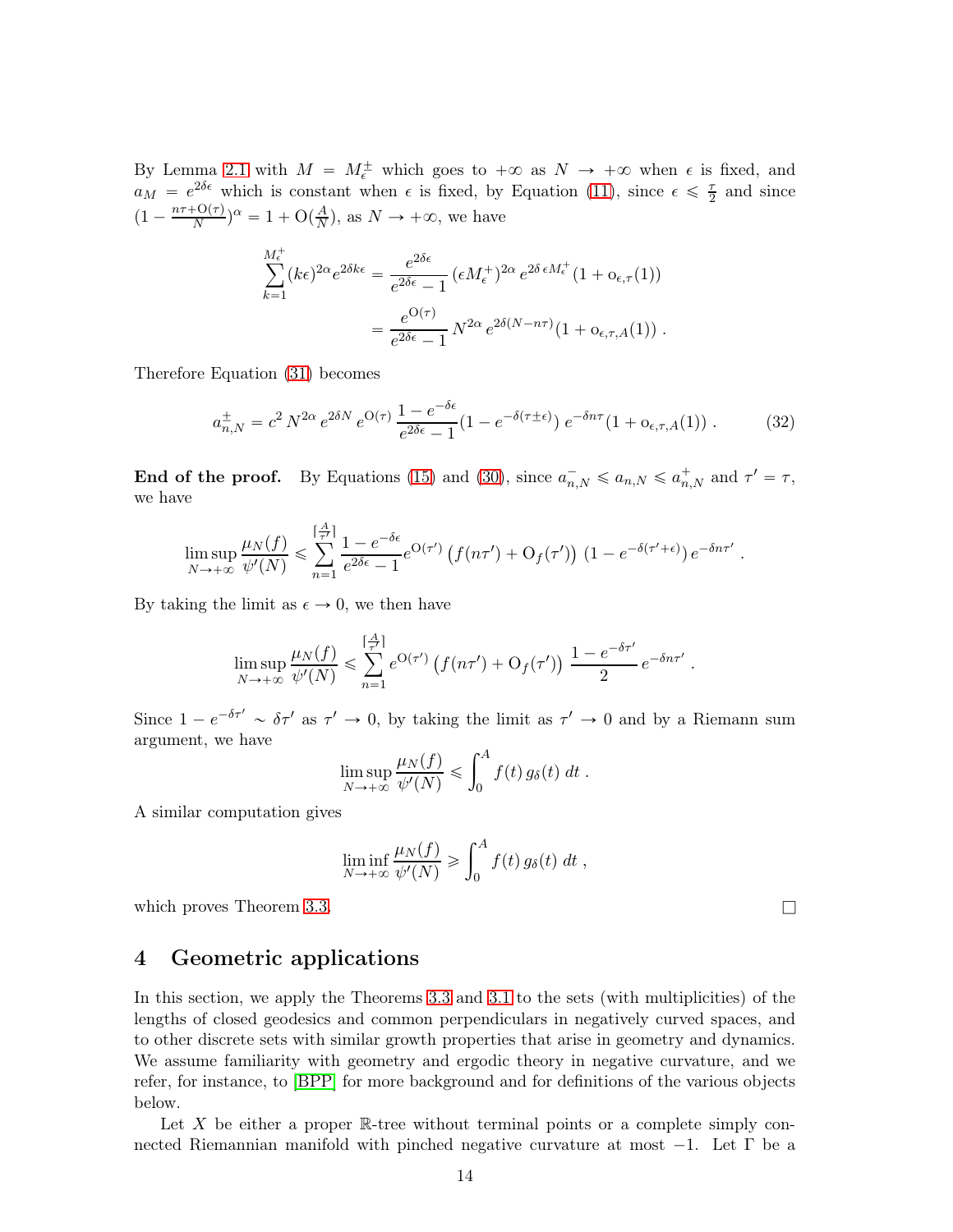By Lemma 2.1 with $M = M_\epsilon^\pm$ which goes to $+\infty$ as $N \to +\infty$ when $\epsilon$ is fixed, and $a_M = e^{2\delta\epsilon}$ which is constant when $\epsilon$ is fixed, by Equation (11), since $\epsilon \leqslant \frac{\tau}{2}$ and since $(1 - \frac{n\tau + \mathrm{O}(\tau)}{N})^\alpha = 1 + \mathrm{O}(\frac{A}{N})$, as $N \to +\infty$, we have

$$\sum_{k=1}^{M_\epsilon^+} (k\epsilon)^{2\alpha} e^{2\delta k\epsilon} = \frac{e^{2\delta\epsilon}}{e^{2\delta\epsilon} - 1} (\epsilon M_\epsilon^+)^{2\alpha} e^{2\delta\,\epsilon M_\epsilon^+} (1 + \mathrm{o}_{\epsilon,\tau}(1))$$
$$= \frac{e^{\mathrm{O}(\tau)}}{e^{2\delta\epsilon} - 1} N^{2\alpha} e^{2\delta(N - n\tau)} (1 + \mathrm{o}_{\epsilon,\tau,A}(1)) .$$

Therefore Equation (31) becomes

$$a_{n,N}^\pm = c^2 N^{2\alpha} e^{2\delta N} e^{\mathrm{O}(\tau)} \frac{1 - e^{-\delta\epsilon}}{e^{2\delta\epsilon} - 1} (1 - e^{-\delta(\tau \pm \epsilon)}) e^{-\delta n\tau} (1 + \mathrm{o}_{\epsilon,\tau,A}(1)) . \tag{32}$$

**End of the proof.** By Equations (15) and (30), since $a_{n,N}^- \leqslant a_{n,N} \leqslant a_{n,N}^+$ and $\tau' = \tau$, we have

$$\limsup_{N \to +\infty} \frac{\mu_N(f)}{\psi'(N)} \leqslant \sum_{n=1}^{\lceil \frac{A}{\tau'} \rceil} \frac{1 - e^{-\delta\epsilon}}{e^{2\delta\epsilon} - 1} e^{\mathrm{O}(\tau')} \big(f(n\tau') + \mathrm{O}_f(\tau')\big) \,(1 - e^{-\delta(\tau' + \epsilon)})\, e^{-\delta n\tau'} .$$

By taking the limit as $\epsilon \to 0$, we then have

$$\limsup_{N \to +\infty} \frac{\mu_N(f)}{\psi'(N)} \leqslant \sum_{n=1}^{\lceil \frac{A}{\tau'} \rceil} e^{\mathrm{O}(\tau')} \big(f(n\tau') + \mathrm{O}_f(\tau')\big) \frac{1 - e^{-\delta\tau'}}{2} e^{-\delta n\tau'} .$$

Since $1 - e^{-\delta\tau'} \sim \delta\tau'$ as $\tau' \to 0$, by taking the limit as $\tau' \to 0$ and by a Riemann sum argument, we have

$$\limsup_{N \to +\infty} \frac{\mu_N(f)}{\psi'(N)} \leqslant \int_0^A f(t)\, g_\delta(t)\, dt .$$

A similar computation gives

$$\liminf_{N \to +\infty} \frac{\mu_N(f)}{\psi'(N)} \geqslant \int_0^A f(t)\, g_\delta(t)\, dt ,$$

which proves Theorem 3.3. □

# 4 Geometric applications

In this section, we apply the Theorems 3.3 and 3.1 to the sets (with multiplicities) of the lengths of closed geodesics and common perpendiculars in negatively curved spaces, and to other discrete sets with similar growth properties that arise in geometry and dynamics. We assume familiarity with geometry and ergodic theory in negative curvature, and we refer, for instance, to [BPP] for more background and for definitions of the various objects below.

Let $X$ be either a proper $\mathbb{R}$-tree without terminal points or a complete simply connected Riemannian manifold with pinched negative curvature at most $-1$. Let $\Gamma$ be a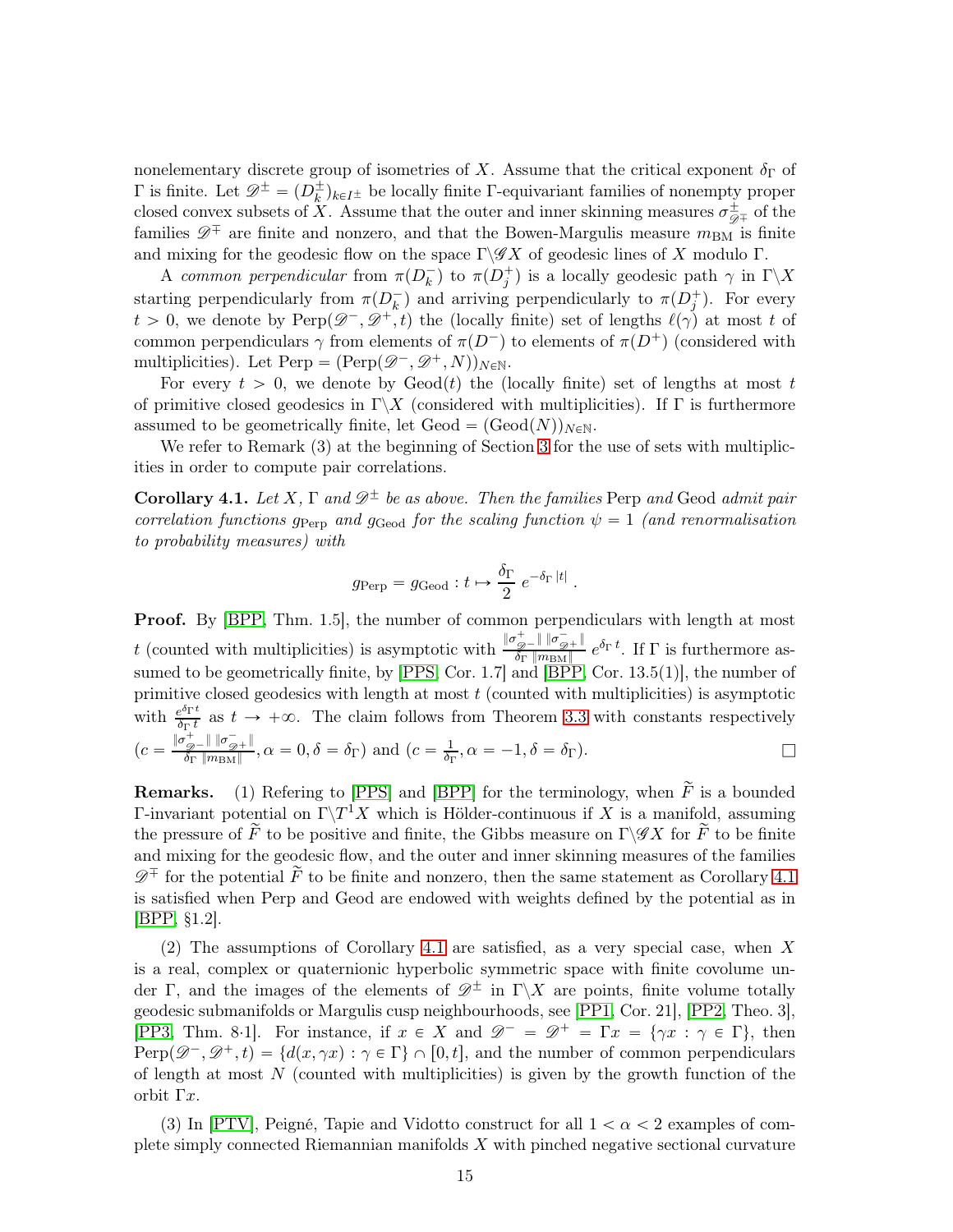nonelementary discrete group of isometries of $X$. Assume that the critical exponent $\delta_\Gamma$ of $\Gamma$ is finite. Let $\mathscr{D}^\pm = (D_k^\pm)_{k\in I^\pm}$ be locally finite $\Gamma$-equivariant families of nonempty proper closed convex subsets of $X$. Assume that the outer and inner skinning measures $\sigma^\pm_{\mathscr{D}^\mp}$ of the families $\mathscr{D}^\mp$ are finite and nonzero, and that the Bowen-Margulis measure $m_{\rm BM}$ is finite and mixing for the geodesic flow on the space $\Gamma\backslash\mathscr{G}X$ of geodesic lines of $X$ modulo $\Gamma$.

A *common perpendicular* from $\pi(D_k^-)$ to $\pi(D_j^+)$ is a locally geodesic path $\gamma$ in $\Gamma\backslash X$ starting perpendicularly from $\pi(D_k^-)$ and arriving perpendicularly to $\pi(D_j^+)$. For every $t > 0$, we denote by $\operatorname{Perp}(\mathscr{D}^-, \mathscr{D}^+, t)$ the (locally finite) set of lengths $\ell(\gamma)$ at most $t$ of common perpendiculars $\gamma$ from elements of $\pi(D^-)$ to elements of $\pi(D^+)$ (considered with multiplicities). Let $\operatorname{Perp} = (\operatorname{Perp}(\mathscr{D}^-, \mathscr{D}^+, N))_{N\in\mathbb{N}}$.

For every $t > 0$, we denote by $\operatorname{Geod}(t)$ the (locally finite) set of lengths at most $t$ of primitive closed geodesics in $\Gamma\backslash X$ (considered with multiplicities). If $\Gamma$ is furthermore assumed to be geometrically finite, let $\operatorname{Geod} = (\operatorname{Geod}(N))_{N\in\mathbb{N}}$.

We refer to Remark (3) at the beginning of Section 3 for the use of sets with multiplicities in order to compute pair correlations.

**Corollary 4.1.** *Let $X$, $\Gamma$ and $\mathscr{D}^\pm$ be as above. Then the families* Perp *and* Geod *admit pair correlation functions $g_{\rm Perp}$ and $g_{\rm Geod}$ for the scaling function $\psi = 1$ (and renormalisation to probability measures) with*

$$g_{\rm Perp} = g_{\rm Geod} : t \mapsto \frac{\delta_\Gamma}{2}\, e^{-\delta_\Gamma\,|t|}\ .$$

**Proof.** By [BPP, Thm. 1.5], the number of common perpendiculars with length at most $t$ (counted with multiplicities) is asymptotic with $\frac{\|\sigma^+_{\mathscr{D}^-}\|\,\|\sigma^-_{\mathscr{D}^+}\|}{\delta_\Gamma\,\|m_{\rm BM}\|}\,e^{\delta_\Gamma\,t}$. If $\Gamma$ is furthermore assumed to be geometrically finite, by [PPS, Cor. 1.7] and [BPP, Cor. 13.5(1)], the number of primitive closed geodesics with length at most $t$ (counted with multiplicities) is asymptotic with $\frac{e^{\delta_\Gamma t}}{\delta_\Gamma\,t}$ as $t \to +\infty$. The claim follows from Theorem 3.3 with constants respectively $(c = \frac{\|\sigma^+_{\mathscr{D}^-}\|\,\|\sigma^-_{\mathscr{D}^+}\|}{\delta_\Gamma\,\|m_{\rm BM}\|}, \alpha = 0, \delta = \delta_\Gamma)$ and $(c = \frac{1}{\delta_\Gamma}, \alpha = -1, \delta = \delta_\Gamma)$. □

**Remarks.** (1) Refering to [PPS] and [BPP] for the terminology, when $\widetilde{F}$ is a bounded $\Gamma$-invariant potential on $\Gamma\backslash T^1X$ which is Hölder-continuous if $X$ is a manifold, assuming the pressure of $\widetilde{F}$ to be positive and finite, the Gibbs measure on $\Gamma\backslash\mathscr{G}X$ for $\widetilde{F}$ to be finite and mixing for the geodesic flow, and the outer and inner skinning measures of the families $\mathscr{D}^\mp$ for the potential $\widetilde{F}$ to be finite and nonzero, then the same statement as Corollary 4.1 is satisfied when Perp and Geod are endowed with weights defined by the potential as in [BPP, §1.2].

(2) The assumptions of Corollary 4.1 are satisfied, as a very special case, when $X$ is a real, complex or quaternionic hyperbolic symmetric space with finite covolume under $\Gamma$, and the images of the elements of $\mathscr{D}^\pm$ in $\Gamma\backslash X$ are points, finite volume totally geodesic submanifolds or Margulis cusp neighbourhoods, see [PP1, Cor. 21], [PP2, Theo. 3], [PP3, Thm. 8·1]. For instance, if $x \in X$ and $\mathscr{D}^- = \mathscr{D}^+ = \Gamma x = \{\gamma x : \gamma \in \Gamma\}$, then $\operatorname{Perp}(\mathscr{D}^-, \mathscr{D}^+, t) = \{d(x, \gamma x) : \gamma \in \Gamma\} \cap [0, t]$, and the number of common perpendiculars of length at most $N$ (counted with multiplicities) is given by the growth function of the orbit $\Gamma x$.

(3) In [PTV], Peigné, Tapie and Vidotto construct for all $1 < \alpha < 2$ examples of complete simply connected Riemannian manifolds $X$ with pinched negative sectional curvature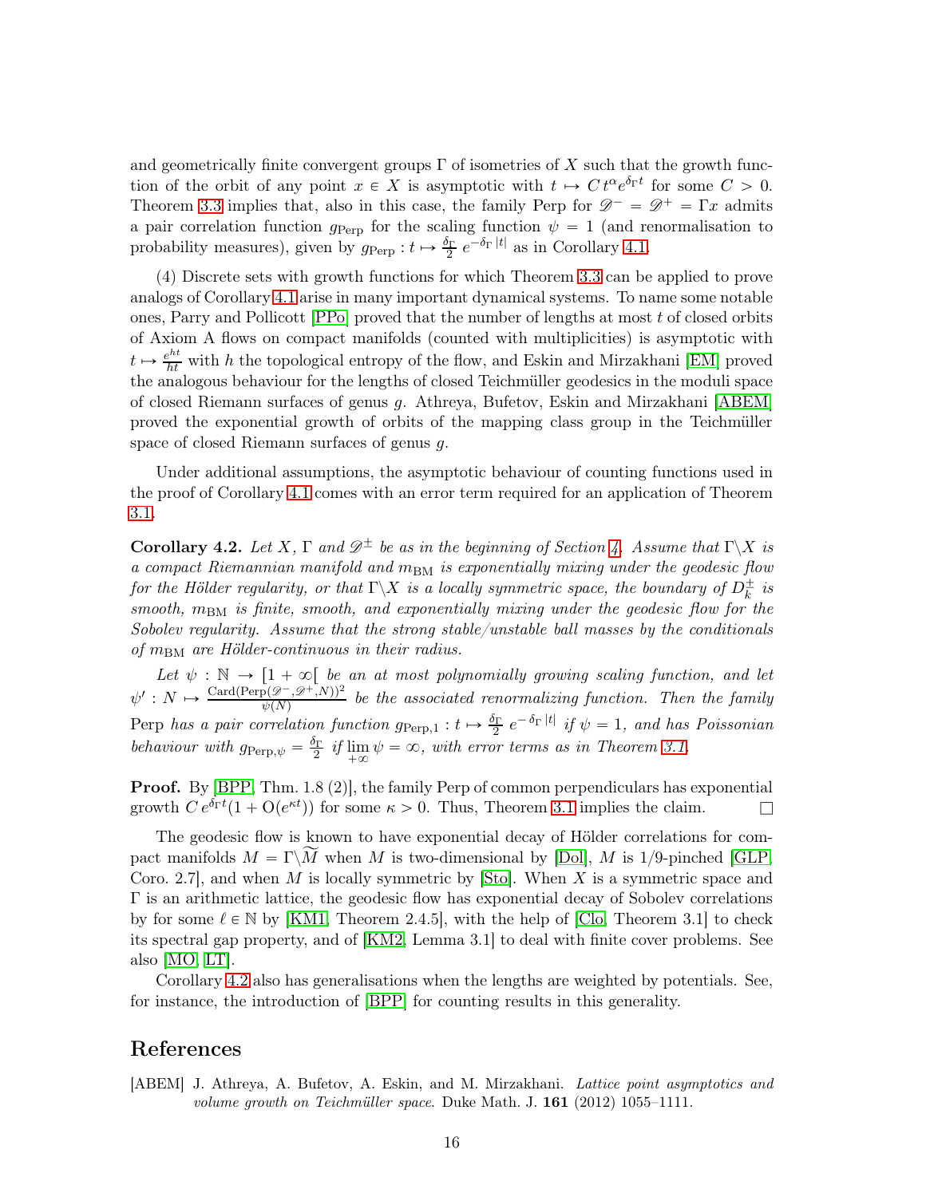and geometrically finite convergent groups $\Gamma$ of isometries of $X$ such that the growth function of the orbit of any point $x \in X$ is asymptotic with $t \mapsto C\,t^{\alpha} e^{\delta_\Gamma t}$ for some $C > 0$. Theorem 3.3 implies that, also in this case, the family Perp for $\mathscr{D}^- = \mathscr{D}^+ = \Gamma x$ admits a pair correlation function $g_{\rm Perp}$ for the scaling function $\psi = 1$ (and renormalisation to probability measures), given by $g_{\rm Perp} : t \mapsto \frac{\delta_\Gamma}{2}\, e^{-\delta_\Gamma\,|t|}$ as in Corollary 4.1.

(4) Discrete sets with growth functions for which Theorem 3.3 can be applied to prove analogs of Corollary 4.1 arise in many important dynamical systems. To name some notable ones, Parry and Pollicott [PPo] proved that the number of lengths at most $t$ of closed orbits of Axiom A flows on compact manifolds (counted with multiplicities) is asymptotic with $t \mapsto \frac{e^{ht}}{ht}$ with $h$ the topological entropy of the flow, and Eskin and Mirzakhani [EM] proved the analogous behaviour for the lengths of closed Teichmüller geodesics in the moduli space of closed Riemann surfaces of genus $g$. Athreya, Bufetov, Eskin and Mirzakhani [ABEM] proved the exponential growth of orbits of the mapping class group in the Teichmüller space of closed Riemann surfaces of genus $g$.

Under additional assumptions, the asymptotic behaviour of counting functions used in the proof of Corollary 4.1 comes with an error term required for an application of Theorem 3.1.

**Corollary 4.2.** *Let $X$, $\Gamma$ and $\mathscr{D}^\pm$ be as in the beginning of Section 4. Assume that $\Gamma\backslash X$ is a compact Riemannian manifold and $m_{\rm BM}$ is exponentially mixing under the geodesic flow for the Hölder regularity, or that $\Gamma\backslash X$ is a locally symmetric space, the boundary of $D_k^\pm$ is smooth, $m_{\rm BM}$ is finite, smooth, and exponentially mixing under the geodesic flow for the Sobolev regularity. Assume that the strong stable/unstable ball masses by the conditionals of $m_{\rm BM}$ are Hölder-continuous in their radius.*

*Let $\psi : \mathbb{N} \to [1+\infty[$ be an at most polynomially growing scaling function, and let $\psi' : N \mapsto \frac{{\rm Card}({\rm Perp}(\mathscr{D}^-,\mathscr{D}^+,N))^2}{\psi(N)}$ be the associated renormalizing function. Then the family* Perp *has a pair correlation function $g_{{\rm Perp},1} : t \mapsto \frac{\delta_\Gamma}{2}\, e^{-\delta_\Gamma\,|t|}$ if $\psi = 1$, and has Poissonian behaviour with $g_{{\rm Perp},\psi} = \frac{\delta_\Gamma}{2}$ if $\lim_{+\infty} \psi = \infty$, with error terms as in Theorem 3.1.*

**Proof.** By [BPP, Thm. 1.8 (2)], the family Perp of common perpendiculars has exponential growth $C\,e^{\delta_\Gamma t}(1 + {\rm O}(e^{\kappa t}))$ for some $\kappa > 0$. Thus, Theorem 3.1 implies the claim. □

The geodesic flow is known to have exponential decay of Hölder correlations for compact manifolds $M = \Gamma\backslash\widetilde{M}$ when $M$ is two-dimensional by [Dol], $M$ is 1/9-pinched [GLP, Coro. 2.7], and when $M$ is locally symmetric by [Sto]. When $X$ is a symmetric space and $\Gamma$ is an arithmetic lattice, the geodesic flow has exponential decay of Sobolev correlations by for some $\ell \in \mathbb{N}$ by [KM1, Theorem 2.4.5], with the help of [Clo, Theorem 3.1] to check its spectral gap property, and of [KM2, Lemma 3.1] to deal with finite cover problems. See also [MO, LT].

Corollary 4.2 also has generalisations when the lengths are weighted by potentials. See, for instance, the introduction of [BPP] for counting results in this generality.

# References

[ABEM] J. Athreya, A. Bufetov, A. Eskin, and M. Mirzakhani. *Lattice point asymptotics and volume growth on Teichmüller space*. Duke Math. J. **161** (2012) 1055–1111.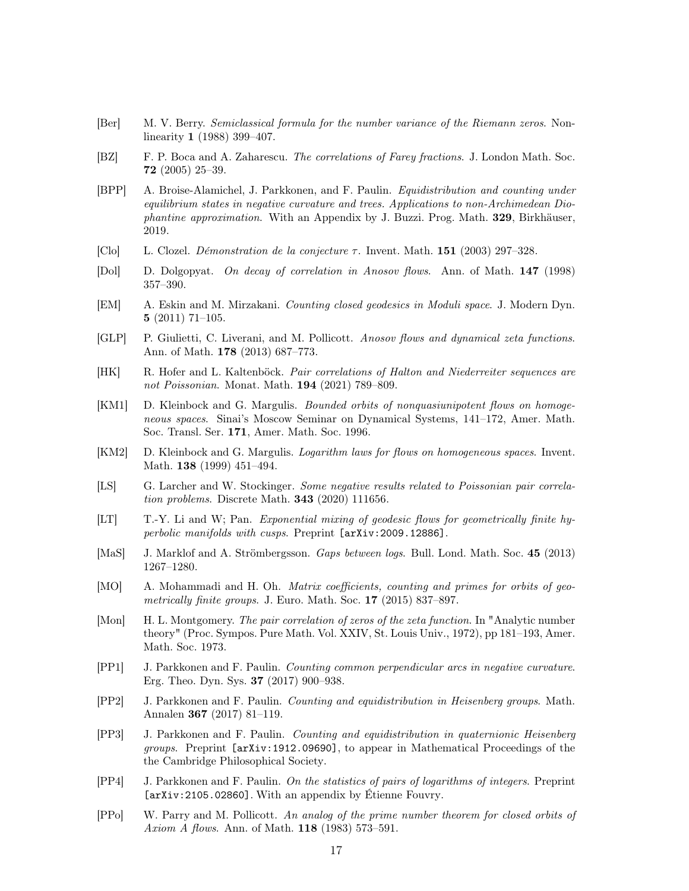[Ber] M. V. Berry. *Semiclassical formula for the number variance of the Riemann zeros*. Nonlinearity **1** (1988) 399–407.

[BZ] F. P. Boca and A. Zaharescu. *The correlations of Farey fractions*. J. London Math. Soc. **72** (2005) 25–39.

[BPP] A. Broise-Alamichel, J. Parkkonen, and F. Paulin. *Equidistribution and counting under equilibrium states in negative curvature and trees. Applications to non-Archimedean Diophantine approximation*. With an Appendix by J. Buzzi. Prog. Math. **329**, Birkhäuser, 2019.

[Clo] L. Clozel. *Démonstration de la conjecture $\tau$*. Invent. Math. **151** (2003) 297–328.

[Dol] D. Dolgopyat. *On decay of correlation in Anosov flows*. Ann. of Math. **147** (1998) 357–390.

[EM] A. Eskin and M. Mirzakani. *Counting closed geodesics in Moduli space*. J. Modern Dyn. **5** (2011) 71–105.

[GLP] P. Giulietti, C. Liverani, and M. Pollicott. *Anosov flows and dynamical zeta functions*. Ann. of Math. **178** (2013) 687–773.

[HK] R. Hofer and L. Kaltenböck. *Pair correlations of Halton and Niederreiter sequences are not Poissonian*. Monat. Math. **194** (2021) 789–809.

[KM1] D. Kleinbock and G. Margulis. *Bounded orbits of nonquasiunipotent flows on homogeneous spaces*. Sinai's Moscow Seminar on Dynamical Systems, 141–172, Amer. Math. Soc. Transl. Ser. **171**, Amer. Math. Soc. 1996.

[KM2] D. Kleinbock and G. Margulis. *Logarithm laws for flows on homogeneous spaces*. Invent. Math. **138** (1999) 451–494.

[LS] G. Larcher and W. Stockinger. *Some negative results related to Poissonian pair correlation problems*. Discrete Math. **343** (2020) 111656.

[LT] T.-Y. Li and W; Pan. *Exponential mixing of geodesic flows for geometrically finite hyperbolic manifolds with cusps*. Preprint [arXiv:2009.12886].

[MaS] J. Marklof and A. Strömbergsson. *Gaps between logs*. Bull. Lond. Math. Soc. **45** (2013) 1267–1280.

[MO] A. Mohammadi and H. Oh. *Matrix coefficients, counting and primes for orbits of geometrically finite groups*. J. Euro. Math. Soc. **17** (2015) 837–897.

[Mon] H. L. Montgomery. *The pair correlation of zeros of the zeta function*. In "Analytic number theory" (Proc. Sympos. Pure Math. Vol. XXIV, St. Louis Univ., 1972), pp 181–193, Amer. Math. Soc. 1973.

[PP1] J. Parkkonen and F. Paulin. *Counting common perpendicular arcs in negative curvature*. Erg. Theo. Dyn. Sys. **37** (2017) 900–938.

[PP2] J. Parkkonen and F. Paulin. *Counting and equidistribution in Heisenberg groups*. Math. Annalen **367** (2017) 81–119.

[PP3] J. Parkkonen and F. Paulin. *Counting and equidistribution in quaternionic Heisenberg groups*. Preprint [arXiv:1912.09690], to appear in Mathematical Proceedings of the the Cambridge Philosophical Society.

[PP4] J. Parkkonen and F. Paulin. *On the statistics of pairs of logarithms of integers*. Preprint [arXiv:2105.02860]. With an appendix by Étienne Fouvry.

[PPo] W. Parry and M. Pollicott. *An analog of the prime number theorem for closed orbits of Axiom A flows*. Ann. of Math. **118** (1983) 573–591.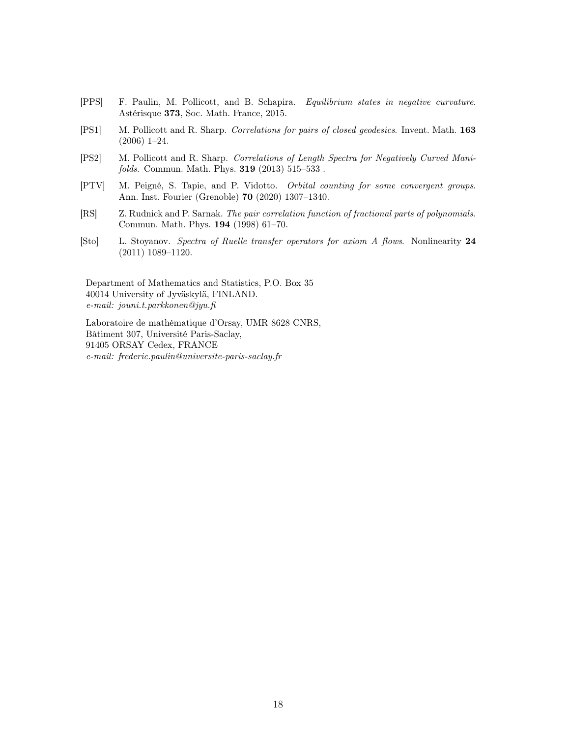[PPS] F. Paulin, M. Pollicott, and B. Schapira. *Equilibrium states in negative curvature*. Astérisque **373**, Soc. Math. France, 2015.

[PS1] M. Pollicott and R. Sharp. *Correlations for pairs of closed geodesics*. Invent. Math. **163** (2006) 1–24.

[PS2] M. Pollicott and R. Sharp. *Correlations of Length Spectra for Negatively Curved Manifolds*. Commun. Math. Phys. **319** (2013) 515–533 .

[PTV] M. Peigné, S. Tapie, and P. Vidotto. *Orbital counting for some convergent groups*. Ann. Inst. Fourier (Grenoble) **70** (2020) 1307–1340.

[RS] Z. Rudnick and P. Sarnak. *The pair correlation function of fractional parts of polynomials*. Commun. Math. Phys. **194** (1998) 61–70.

[Sto] L. Stoyanov. *Spectra of Ruelle transfer operators for axiom A flows*. Nonlinearity **24** (2011) 1089–1120.

Department of Mathematics and Statistics, P.O. Box 35
40014 University of Jyväskylä, FINLAND.
*e-mail: jouni.t.parkkonen@jyu.fi*

Laboratoire de mathématique d'Orsay, UMR 8628 CNRS,
Bâtiment 307, Université Paris-Saclay,
91405 ORSAY Cedex, FRANCE
*e-mail: frederic.paulin@universite-paris-saclay.fr*